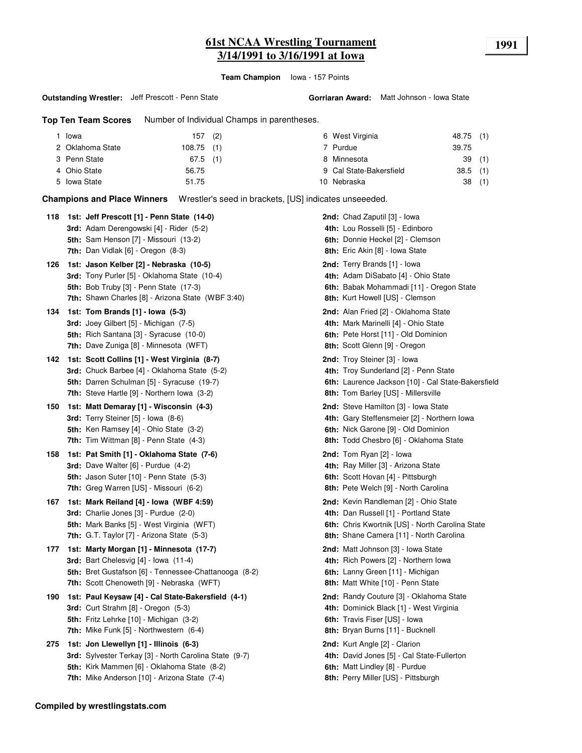# 61st NCAA Wrestling Tournament
## 3/14/1991 to 3/16/1991 at Iowa

**1991**

**Team Champion** Iowa - 157 Points

**Outstanding Wrestler:** Jeff Prescott - Penn State

**Gorriaran Award:** Matt Johnson - Iowa State

**Top Ten Team Scores** Number of Individual Champs in parentheses.

| Rank | Team | Score | Champs |
|---|---|---|---|
| 1 | Iowa | 157 | (2) |
| 2 | Oklahoma State | 108.75 | (1) |
| 3 | Penn State | 67.5 | (1) |
| 4 | Ohio State | 56.75 | |
| 5 | Iowa State | 51.75 | |
| 6 | West Virginia | 48.75 | (1) |
| 7 | Purdue | 39.75 | |
| 8 | Minnesota | 39 | (1) |
| 9 | Cal State-Bakersfield | 38.5 | (1) |
| 10 | Nebraska | 38 | (1) |

**Champions and Place Winners** Wrestler's seed in brackets, [US] indicates unseeeded.

**118**
- **1st: Jeff Prescott [1] - Penn State (14-0)**
- **2nd:** Chad Zaputil [3] - Iowa
- **3rd:** Adam Derengowski [4] - Rider (5-2)
- **4th:** Lou Rosselli [5] - Edinboro
- **5th:** Sam Henson [7] - Missouri (13-2)
- **6th:** Donnie Heckel [2] - Clemson
- **7th:** Dan Vidlak [6] - Oregon (8-3)
- **8th:** Eric Akin [8] - Iowa State

**126**
- **1st: Jason Kelber [2] - Nebraska (10-5)**
- **2nd:** Terry Brands [1] - Iowa
- **3rd:** Tony Purler [5] - Oklahoma State (10-4)
- **4th:** Adam DiSabato [4] - Ohio State
- **5th:** Bob Truby [3] - Penn State (17-3)
- **6th:** Babak Mohammadi [11] - Oregon State
- **7th:** Shawn Charles [8] - Arizona State (WBF 3:40)
- **8th:** Kurt Howell [US] - Clemson

**134**
- **1st: Tom Brands [1] - Iowa (5-3)**
- **2nd:** Alan Fried [2] - Oklahoma State
- **3rd:** Joey Gilbert [5] - Michigan (7-5)
- **4th:** Mark Marinelli [4] - Ohio State
- **5th:** Rich Santana [3] - Syracuse (10-0)
- **6th:** Pete Horst [11] - Old Dominion
- **7th:** Dave Zuniga [8] - Minnesota (WFT)
- **8th:** Scott Glenn [9] - Oregon

**142**
- **1st: Scott Collins [1] - West Virginia (8-7)**
- **2nd:** Troy Steiner [3] - Iowa
- **3rd:** Chuck Barbee [4] - Oklahoma State (5-2)
- **4th:** Troy Sunderland [2] - Penn State
- **5th:** Darren Schulman [5] - Syracuse (19-7)
- **6th:** Laurence Jackson [10] - Cal State-Bakersfield
- **7th:** Steve Hartle [9] - Northern Iowa (3-2)
- **8th:** Tom Barley [US] - Millersville

**150**
- **1st: Matt Demaray [1] - Wisconsin (4-3)**
- **2nd:** Steve Hamilton [3] - Iowa State
- **3rd:** Terry Steiner [5] - Iowa (8-6)
- **4th:** Gary Steffensmeier [2] - Northern Iowa
- **5th:** Ken Ramsey [4] - Ohio State (3-2)
- **6th:** Nick Garone [9] - Old Dominion
- **7th:** Tim Wittman [8] - Penn State (4-3)
- **8th:** Todd Chesbro [6] - Oklahoma State

**158**
- **1st: Pat Smith [1] - Oklahoma State (7-6)**
- **2nd:** Tom Ryan [2] - Iowa
- **3rd:** Dave Walter [6] - Purdue (4-2)
- **4th:** Ray Miller [3] - Arizona State
- **5th:** Jason Suter [10] - Penn State (5-3)
- **6th:** Scott Hovan [4] - Pittsburgh
- **7th:** Greg Warren [US] - Missouri (6-2)
- **8th:** Pete Welch [9] - North Carolina

**167**
- **1st: Mark Reiland [4] - Iowa (WBF 4:59)**
- **2nd:** Kevin Randleman [2] - Ohio State
- **3rd:** Charlie Jones [3] - Purdue (2-0)
- **4th:** Dan Russell [1] - Portland State
- **5th:** Mark Banks [5] - West Virginia (WFT)
- **6th:** Chris Kwortnik [US] - North Carolina State
- **7th:** G.T. Taylor [7] - Arizona State (5-3)
- **8th:** Shane Camera [11] - North Carolina

**177**
- **1st: Marty Morgan [1] - Minnesota (17-7)**
- **2nd:** Matt Johnson [3] - Iowa State
- **3rd:** Bart Chelesvig [4] - Iowa (11-4)
- **4th:** Rich Powers [2] - Northern Iowa
- **5th:** Bret Gustafson [6] - Tennessee-Chattanooga (8-2)
- **6th:** Lanny Green [11] - Michigan
- **7th:** Scott Chenoweth [9] - Nebraska (WFT)
- **8th:** Matt White [10] - Penn State

**190**
- **1st: Paul Keysaw [4] - Cal State-Bakersfield (4-1)**
- **2nd:** Randy Couture [3] - Oklahoma State
- **3rd:** Curt Strahm [8] - Oregon (5-3)
- **4th:** Dominick Black [1] - West Virginia
- **5th:** Fritz Lehrke [10] - Michigan (3-2)
- **6th:** Travis Fiser [US] - Iowa
- **7th:** Mike Funk [5] - Northwestern (6-4)
- **8th:** Bryan Burns [11] - Bucknell

**275**
- **1st: Jon Llewellyn [1] - Illinois (6-3)**
- **2nd:** Kurt Angle [2] - Clarion
- **3rd:** Sylvester Terkay [3] - North Carolina State (9-7)
- **4th:** David Jones [5] - Cal State-Fullerton
- **5th:** Kirk Mammen [6] - Oklahoma State (8-2)
- **6th:** Matt Lindley [8] - Purdue
- **7th:** Mike Anderson [10] - Arizona State (7-4)
- **8th:** Perry Miller [US] - Pittsburgh

**Compiled by wrestlingstats.com**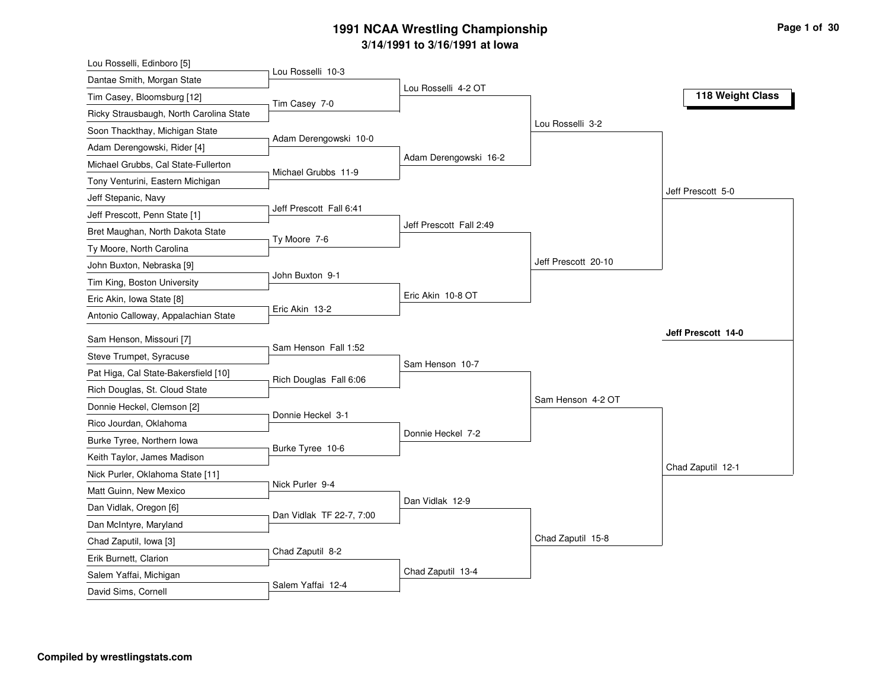# 1991 NCAA Wrestling Championship

## 3/14/1991 to 3/16/1991 at Iowa

### 118 Weight Class

**First Round**

| Wrestler 1 | Wrestler 2 | Result |
|---|---|---|
| Lou Rosselli, Edinboro [5] | Dantae Smith, Morgan State | Lou Rosselli 10-3 |
| Tim Casey, Bloomsburg [12] | Ricky Strausbaugh, North Carolina State | Tim Casey 7-0 |
| Soon Thackthay, Michigan State | Adam Derengowski, Rider [4] | Adam Derengowski 10-0 |
| Michael Grubbs, Cal State-Fullerton | Tony Venturini, Eastern Michigan | Michael Grubbs 11-9 |
| Jeff Stepanic, Navy | Jeff Prescott, Penn State [1] | Jeff Prescott Fall 6:41 |
| Bret Maughan, North Dakota State | Ty Moore, North Carolina | Ty Moore 7-6 |
| John Buxton, Nebraska [9] | Tim King, Boston University | John Buxton 9-1 |
| Eric Akin, Iowa State [8] | Antonio Calloway, Appalachian State | Eric Akin 13-2 |
| Sam Henson, Missouri [7] | Steve Trumpet, Syracuse | Sam Henson Fall 1:52 |
| Pat Higa, Cal State-Bakersfield [10] | Rich Douglas, St. Cloud State | Rich Douglas Fall 6:06 |
| Donnie Heckel, Clemson [2] | Rico Jourdan, Oklahoma | Donnie Heckel 3-1 |
| Burke Tyree, Northern Iowa | Keith Taylor, James Madison | Burke Tyree 10-6 |
| Nick Purler, Oklahoma State [11] | Matt Guinn, New Mexico | Nick Purler 9-4 |
| Dan Vidlak, Oregon [6] | Dan McIntyre, Maryland | Dan Vidlak TF 22-7, 7:00 |
| Chad Zaputil, Iowa [3] | Erik Burnett, Clarion | Chad Zaputil 8-2 |
| Salem Yaffai, Michigan | David Sims, Cornell | Salem Yaffai 12-4 |

**Second Round**

- Lou Rosselli 4-2 OT
- Adam Derengowski 16-2
- Jeff Prescott Fall 2:49
- Eric Akin 10-8 OT
- Sam Henson 10-7
- Donnie Heckel 7-2
- Dan Vidlak 12-9
- Chad Zaputil 13-4

**Quarterfinals**

- Lou Rosselli 3-2
- Jeff Prescott 20-10
- Sam Henson 4-2 OT
- Chad Zaputil 15-8

**Semifinals**

- Jeff Prescott 5-0
- Chad Zaputil 12-1

**Final**

- **Jeff Prescott 14-0**

**Compiled by wrestlingstats.com**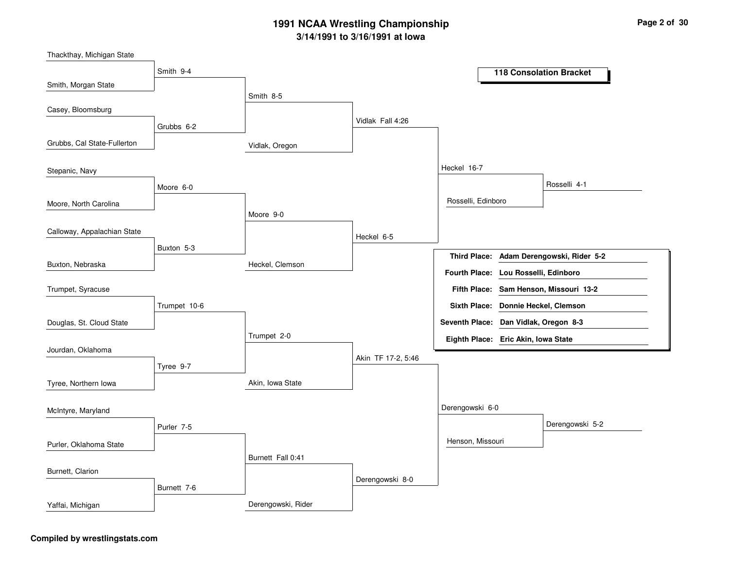# 1991 NCAA Wrestling Championship

**3/14/1991 to 3/16/1991 at Iowa**

## 118 Consolation Bracket

### Round 1

| Wrestler | Wrestler | Result |
|---|---|---|
| Thackthay, Michigan State | Smith, Morgan State | Smith 9-4 |
| Casey, Bloomsburg | Grubbs, Cal State-Fullerton | Grubbs 6-2 |
| Stepanic, Navy | Moore, North Carolina | Moore 6-0 |
| Calloway, Appalachian State | Buxton, Nebraska | Buxton 5-3 |
| Trumpet, Syracuse | Douglas, St. Cloud State | Trumpet 10-6 |
| Jourdan, Oklahoma | Tyree, Northern Iowa | Tyree 9-7 |
| McIntyre, Maryland | Purler, Oklahoma State | Purler 7-5 |
| Burnett, Clarion | Yaffai, Michigan | Burnett 7-6 |

### Round 2

| Wrestler | Wrestler | Result |
|---|---|---|
| Smith | Grubbs | Smith 8-5 |
| Moore | Buxton | Moore 9-0 |
| Trumpet | Tyree | Trumpet 2-0 |
| Purler | Burnett | Burnett Fall 0:41 |

### Round 3

| Wrestler | Wrestler | Result |
|---|---|---|
| Smith | Vidlak, Oregon | Vidlak Fall 4:26 |
| Moore | Heckel, Clemson | Heckel 6-5 |
| Trumpet | Akin, Iowa State | Akin TF 17-2, 5:46 |
| Burnett | Derengowski, Rider | Derengowski 8-0 |

### Round 4

| Wrestler | Wrestler | Result |
|---|---|---|
| Vidlak | Heckel | Heckel 16-7 |
| Akin | Derengowski | Derengowski 6-0 |

### Round 5

| Wrestler | Wrestler | Result |
|---|---|---|
| Heckel | Rosselli, Edinboro | Rosselli 4-1 |
| Derengowski | Henson, Missouri | Derengowski 5-2 |

### Final Placements

| Place | Wrestler |
|---|---|
| Third Place: | Adam Derengowski, Rider 5-2 |
| Fourth Place: | Lou Rosselli, Edinboro |
| Fifth Place: | Sam Henson, Missouri 13-2 |
| Sixth Place: | Donnie Heckel, Clemson |
| Seventh Place: | Dan Vidlak, Oregon 8-3 |
| Eighth Place: | Eric Akin, Iowa State |

**Compiled by wrestlingstats.com**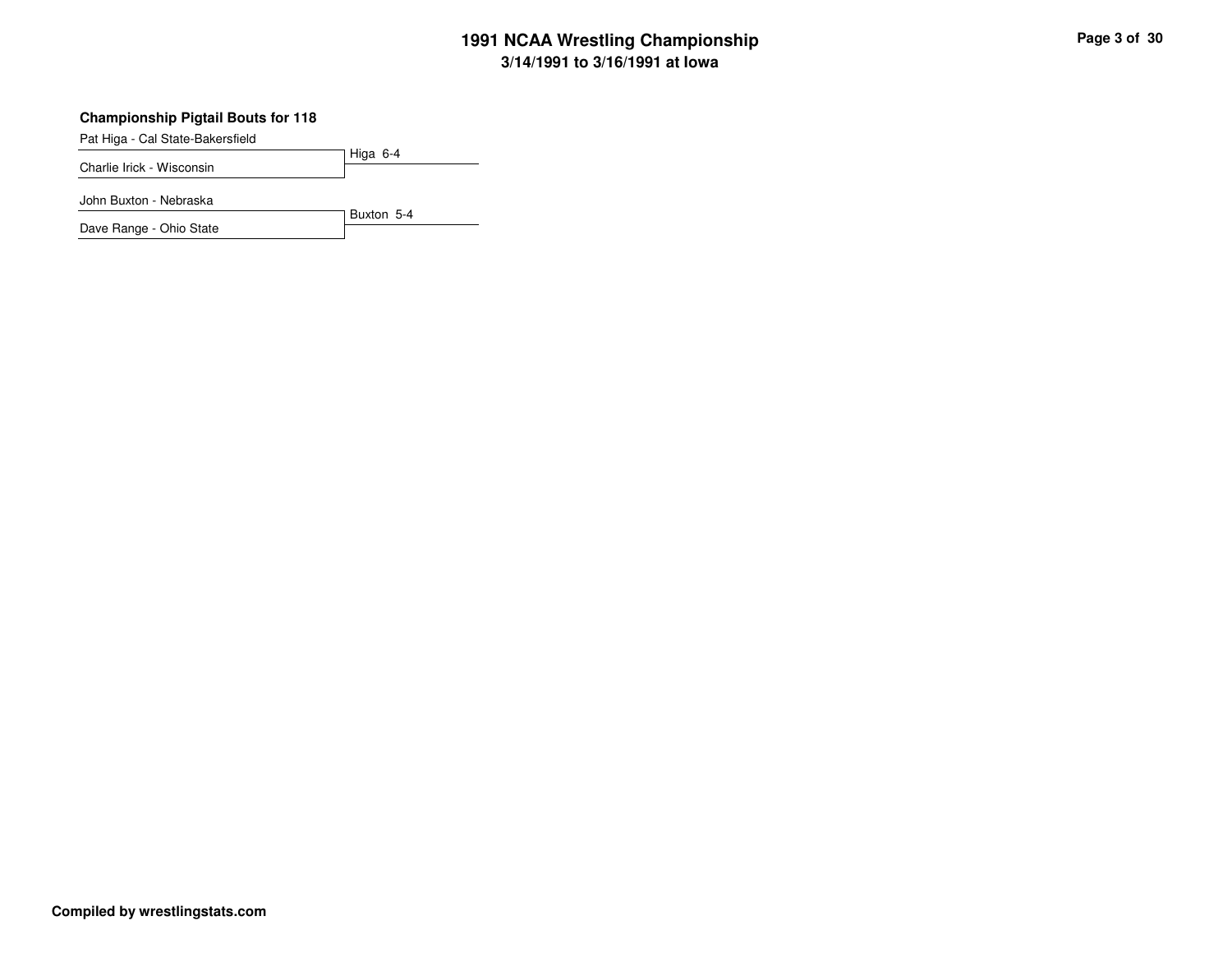### Championship Pigtail Bouts for 118

Pat Higa - Cal State-Bakersfield
Charlie Irick - Wisconsin
Higa 6-4

John Buxton - Nebraska
Dave Range - Ohio State
Buxton 5-4

**Compiled by wrestlingstats.com**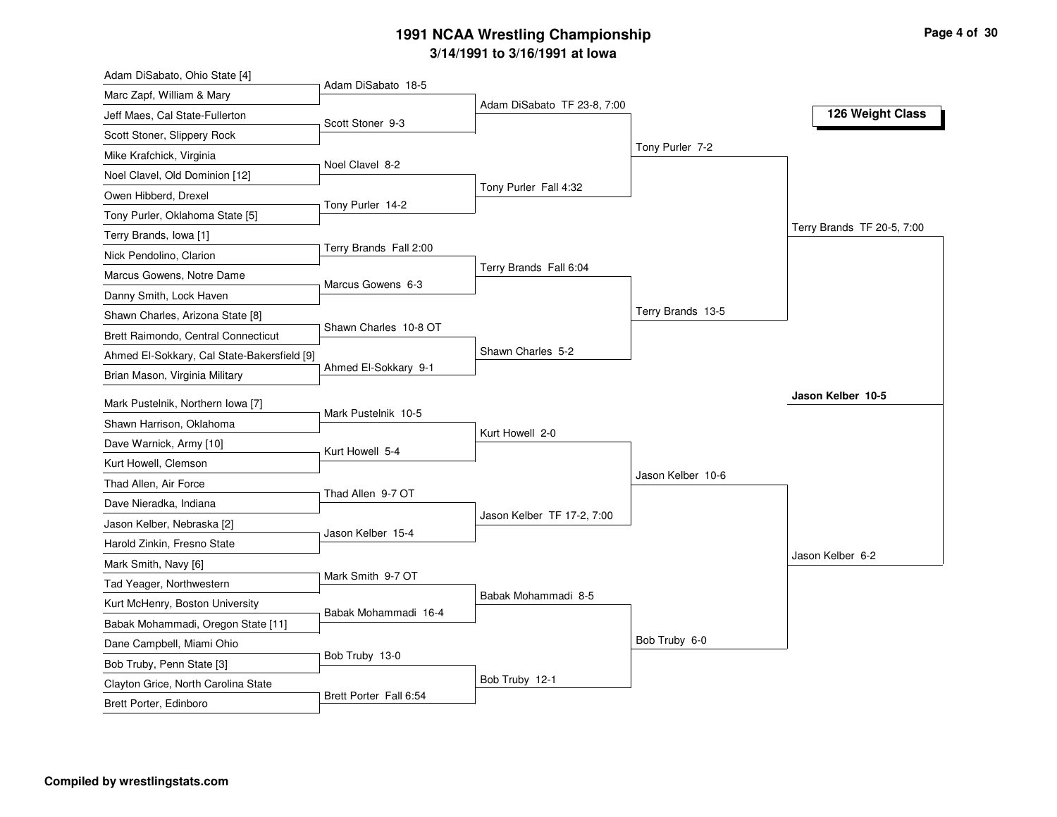# 1991 NCAA Wrestling Championship

## 3/14/1991 to 3/16/1991 at Iowa

### 126 Weight Class

**First Round**

| Wrestler | Wrestler | Winner |
|---|---|---|
| Adam DiSabato, Ohio State [4] | Marc Zapf, William & Mary | Adam DiSabato 18-5 |
| Jeff Maes, Cal State-Fullerton | Scott Stoner, Slippery Rock | Scott Stoner 9-3 |
| Mike Krafchick, Virginia | Noel Clavel, Old Dominion [12] | Noel Clavel 8-2 |
| Owen Hibberd, Drexel | Tony Purler, Oklahoma State [5] | Tony Purler 14-2 |
| Terry Brands, Iowa [1] | Nick Pendolino, Clarion | Terry Brands Fall 2:00 |
| Marcus Gowens, Notre Dame | Danny Smith, Lock Haven | Marcus Gowens 6-3 |
| Shawn Charles, Arizona State [8] | Brett Raimondo, Central Connecticut | Shawn Charles 10-8 OT |
| Ahmed El-Sokkary, Cal State-Bakersfield [9] | Brian Mason, Virginia Military | Ahmed El-Sokkary 9-1 |
| Mark Pustelnik, Northern Iowa [7] | Shawn Harrison, Oklahoma | Mark Pustelnik 10-5 |
| Dave Warnick, Army [10] | Kurt Howell, Clemson | Kurt Howell 5-4 |
| Thad Allen, Air Force | Dave Nieradka, Indiana | Thad Allen 9-7 OT |
| Jason Kelber, Nebraska [2] | Harold Zinkin, Fresno State | Jason Kelber 15-4 |
| Mark Smith, Navy [6] | Tad Yeager, Northwestern | Mark Smith 9-7 OT |
| Kurt McHenry, Boston University | Babak Mohammadi, Oregon State [11] | Babak Mohammadi 16-4 |
| Dane Campbell, Miami Ohio | Bob Truby, Penn State [3] | Bob Truby 13-0 |
| Clayton Grice, North Carolina State | Brett Porter, Edinboro | Brett Porter Fall 6:54 |

**Second Round**

- Adam DiSabato TF 23-8, 7:00
- Tony Purler Fall 4:32
- Terry Brands Fall 6:04
- Shawn Charles 5-2
- Kurt Howell 2-0
- Jason Kelber TF 17-2, 7:00
- Babak Mohammadi 8-5
- Bob Truby 12-1

**Quarterfinals**

- Tony Purler 7-2
- Terry Brands 13-5
- Jason Kelber 10-6
- Bob Truby 6-0

**Semifinals**

- Terry Brands TF 20-5, 7:00
- Jason Kelber 6-2

**Final**

- **Jason Kelber 10-5**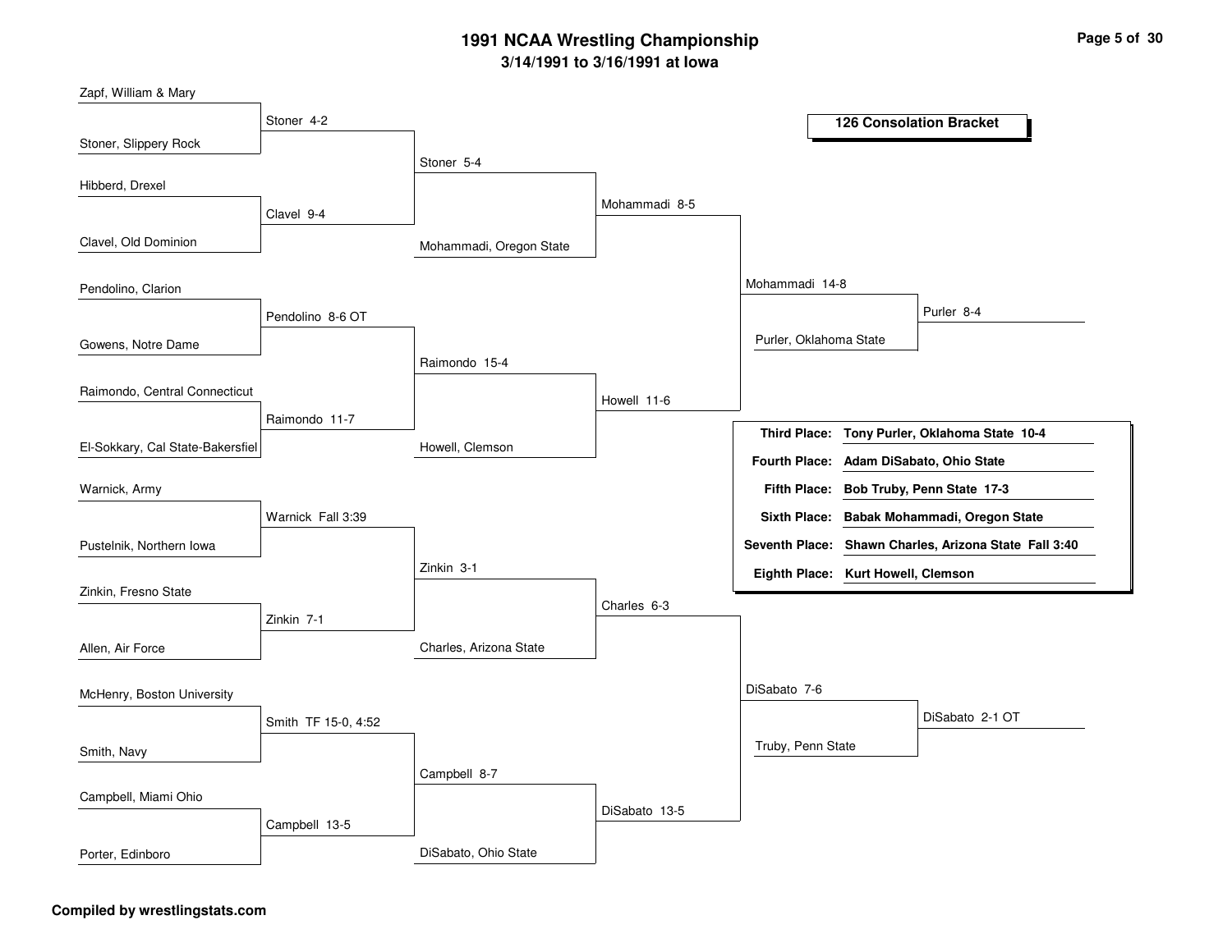# 1991 NCAA Wrestling Championship

**3/14/1991 to 3/16/1991 at Iowa**

## 126 Consolation Bracket

### Round 1

| Wrestler 1 | Wrestler 2 | Result |
|---|---|---|
| Zapf, William & Mary | Stoner, Slippery Rock | Stoner 4-2 |
| Hibberd, Drexel | Clavel, Old Dominion | Clavel 9-4 |
| Pendolino, Clarion | Gowens, Notre Dame | Pendolino 8-6 OT |
| Raimondo, Central Connecticut | El-Sokkary, Cal State-Bakersfiel | Raimondo 11-7 |
| Warnick, Army | Pustelnik, Northern Iowa | Warnick Fall 3:39 |
| Zinkin, Fresno State | Allen, Air Force | Zinkin 7-1 |
| McHenry, Boston University | Smith, Navy | Smith TF 15-0, 4:52 |
| Campbell, Miami Ohio | Porter, Edinboro | Campbell 13-5 |

### Round 2

| Wrestler 1 | Wrestler 2 | Result |
|---|---|---|
| Stoner | Clavel | Stoner 5-4 |
| Pendolino | Raimondo | Raimondo 15-4 |
| Warnick | Zinkin | Zinkin 3-1 |
| Smith | Campbell | Campbell 8-7 |

### Round 3

| Wrestler 1 | Wrestler 2 | Result |
|---|---|---|
| Stoner | Mohammadi, Oregon State | Mohammadi 8-5 |
| Raimondo | Howell, Clemson | Howell 11-6 |
| Zinkin | Charles, Arizona State | Charles 6-3 |
| Campbell | DiSabato, Ohio State | DiSabato 13-5 |

### Round 4

| Wrestler 1 | Wrestler 2 | Result |
|---|---|---|
| Mohammadi | Howell | Mohammadi 14-8 |
| Charles | DiSabato | DiSabato 7-6 |

### Round 5

| Wrestler 1 | Wrestler 2 | Result |
|---|---|---|
| Mohammadi | Purler, Oklahoma State | Purler 8-4 |
| DiSabato | Truby, Penn State | DiSabato 2-1 OT |

### Final Placings

| Place | Wrestler |
|---|---|
| **Third Place:** | **Tony Purler, Oklahoma State 10-4** |
| **Fourth Place:** | **Adam DiSabato, Ohio State** |
| **Fifth Place:** | **Bob Truby, Penn State 17-3** |
| **Sixth Place:** | **Babak Mohammadi, Oregon State** |
| **Seventh Place:** | **Shawn Charles, Arizona State Fall 3:40** |
| **Eighth Place:** | **Kurt Howell, Clemson** |

**Compiled by wrestlingstats.com**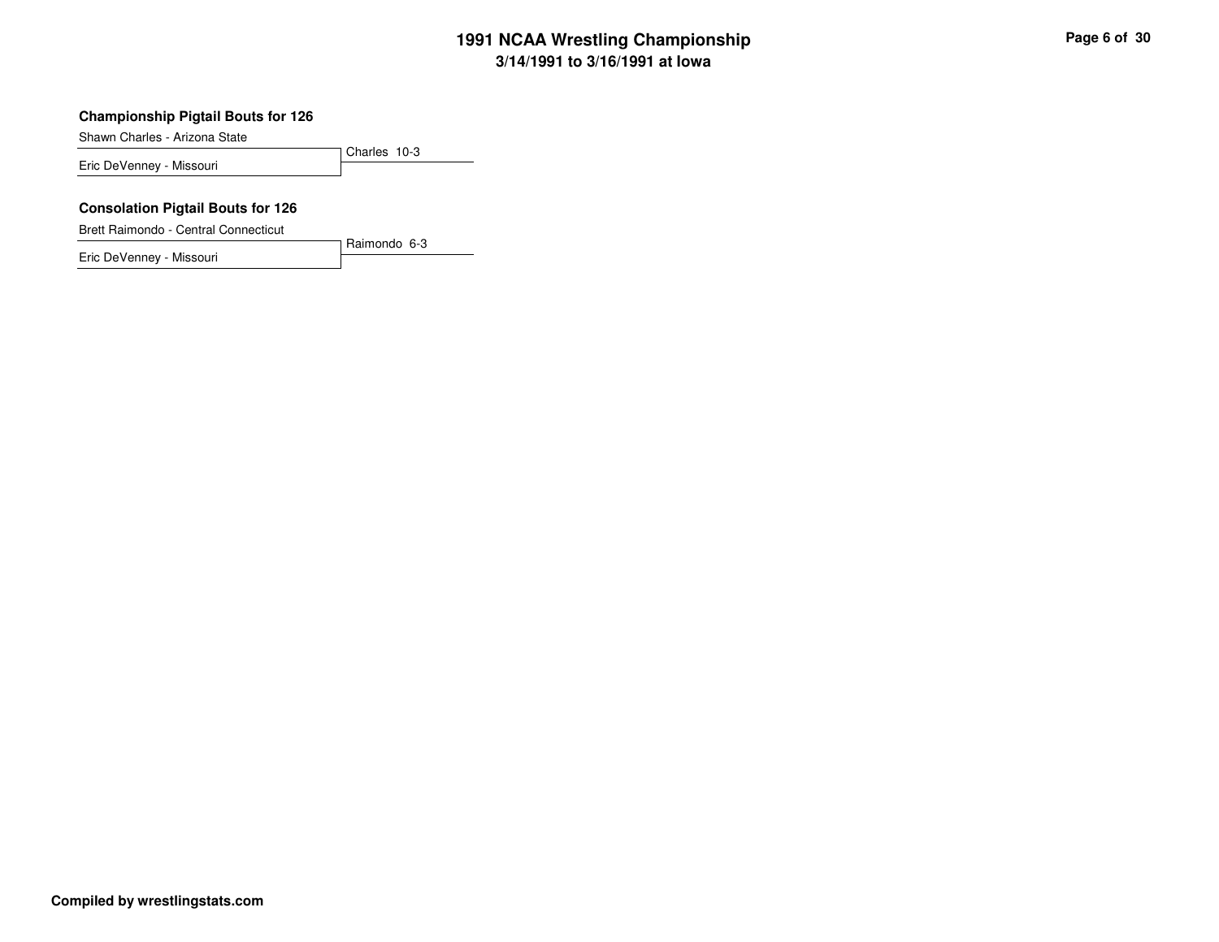### Championship Pigtail Bouts for 126

Shawn Charles - Arizona State

Eric DeVenney - Missouri

Charles 10-3

### Consolation Pigtail Bouts for 126

Brett Raimondo - Central Connecticut

Eric DeVenney - Missouri

Raimondo 6-3

**Compiled by wrestlingstats.com**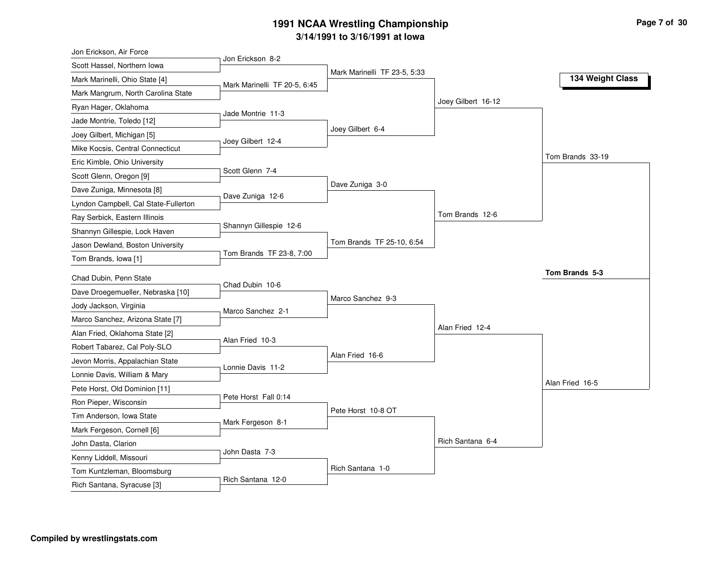# 1991 NCAA Wrestling Championship

## 3/14/1991 to 3/16/1991 at Iowa

### 134 Weight Class

**First Round**

- Jon Erickson, Air Force vs. Scott Hassel, Northern Iowa — Jon Erickson 8-2
- Mark Marinelli, Ohio State [4] vs. Mark Mangrum, North Carolina State — Mark Marinelli TF 20-5, 6:45
- Ryan Hager, Oklahoma vs. Jade Montrie, Toledo [12] — Jade Montrie 11-3
- Joey Gilbert, Michigan [5] vs. Mike Kocsis, Central Connecticut — Joey Gilbert 12-4
- Eric Kimble, Ohio University vs. Scott Glenn, Oregon [9] — Scott Glenn 7-4
- Dave Zuniga, Minnesota [8] vs. Lyndon Campbell, Cal State-Fullerton — Dave Zuniga 12-6
- Ray Serbick, Eastern Illinois vs. Shannyn Gillespie, Lock Haven — Shannyn Gillespie 12-6
- Jason Dewland, Boston University vs. Tom Brands, Iowa [1] — Tom Brands TF 23-8, 7:00
- Chad Dubin, Penn State vs. Dave Droegemueller, Nebraska [10] — Chad Dubin 10-6
- Jody Jackson, Virginia vs. Marco Sanchez, Arizona State [7] — Marco Sanchez 2-1
- Alan Fried, Oklahoma State [2] vs. Robert Tabarez, Cal Poly-SLO — Alan Fried 10-3
- Jevon Morris, Appalachian State vs. Lonnie Davis, William & Mary — Lonnie Davis 11-2
- Pete Horst, Old Dominion [11] vs. Ron Pieper, Wisconsin — Pete Horst Fall 0:14
- Tim Anderson, Iowa State vs. Mark Fergeson, Cornell [6] — Mark Fergeson 8-1
- John Dasta, Clarion vs. Kenny Liddell, Missouri — John Dasta 7-3
- Tom Kuntzleman, Bloomsburg vs. Rich Santana, Syracuse [3] — Rich Santana 12-0

**Second Round**

- Mark Marinelli TF 23-5, 5:33
- Joey Gilbert 6-4
- Dave Zuniga 3-0
- Tom Brands TF 25-10, 6:54
- Marco Sanchez 9-3
- Alan Fried 16-6
- Pete Horst 10-8 OT
- Rich Santana 1-0

**Quarterfinals**

- Joey Gilbert 16-12
- Tom Brands 12-6
- Alan Fried 12-4
- Rich Santana 6-4

**Semifinals**

- Tom Brands 33-19
- Alan Fried 16-5

**Final**

- **Tom Brands 5-3**

Compiled by wrestlingstats.com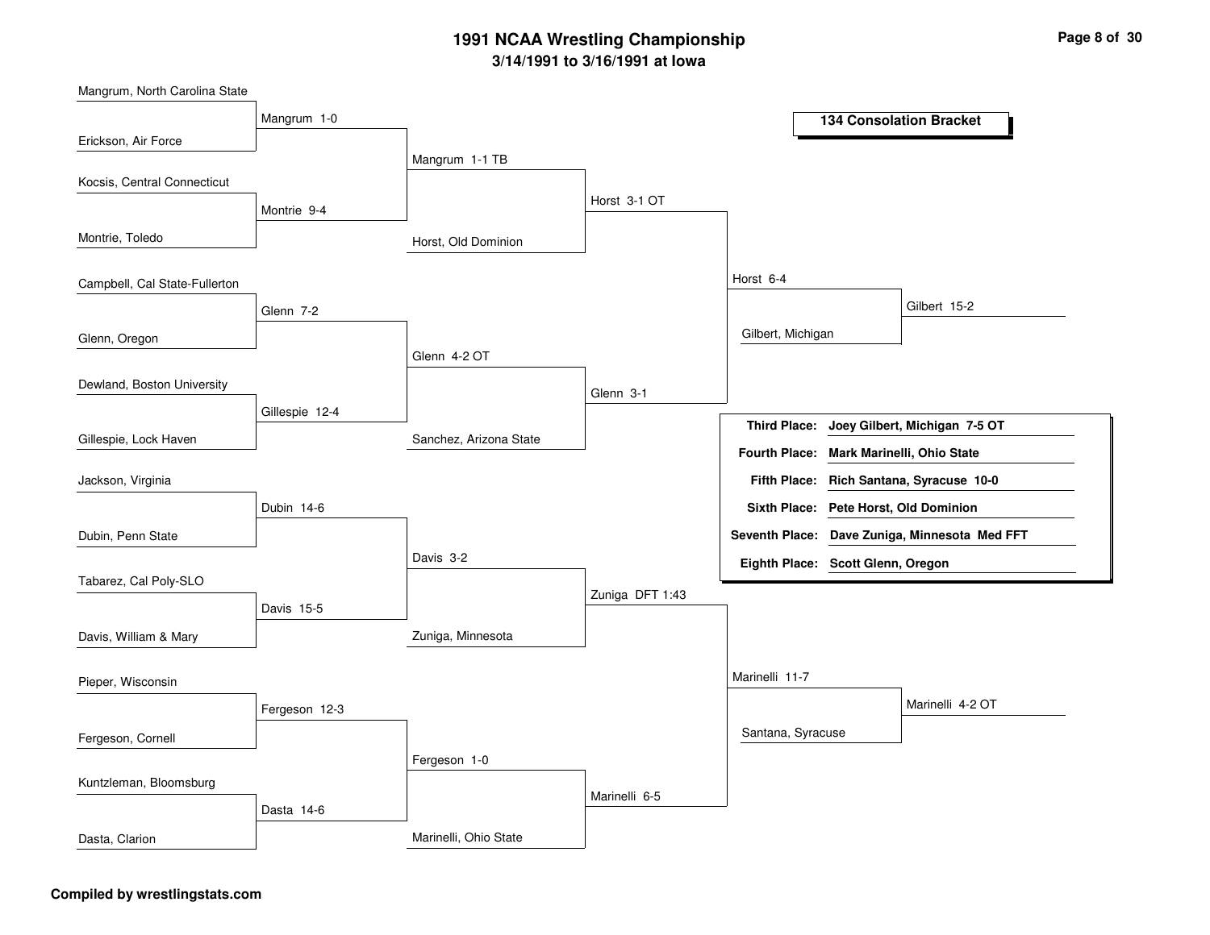# 1991 NCAA Wrestling Championship

### 3/14/1991 to 3/16/1991 at Iowa

## 134 Consolation Bracket

### Round 1

| Wrestler | Wrestler | Winner |
|---|---|---|
| Mangrum, North Carolina State | Erickson, Air Force | Mangrum 1-0 |
| Kocsis, Central Connecticut | Montrie, Toledo | Montrie 9-4 |
| Campbell, Cal State-Fullerton | Glenn, Oregon | Glenn 7-2 |
| Dewland, Boston University | Gillespie, Lock Haven | Gillespie 12-4 |
| Jackson, Virginia | Dubin, Penn State | Dubin 14-6 |
| Tabarez, Cal Poly-SLO | Davis, William & Mary | Davis 15-5 |
| Pieper, Wisconsin | Fergeson, Cornell | Fergeson 12-3 |
| Kuntzleman, Bloomsburg | Dasta, Clarion | Dasta 14-6 |

### Round 2

| Wrestler | Wrestler | Winner |
|---|---|---|
| Mangrum | Montrie | Mangrum 1-1 TB |
| Glenn | Gillespie | Glenn 4-2 OT |
| Dubin | Davis | Davis 3-2 |
| Fergeson | Dasta | Fergeson 1-0 |

### Round 3

| Wrestler | Wrestler | Winner |
|---|---|---|
| Mangrum | Horst, Old Dominion | Horst 3-1 OT |
| Glenn | Sanchez, Arizona State | Glenn 3-1 |
| Davis | Zuniga, Minnesota | Zuniga DFT 1:43 |
| Fergeson | Marinelli, Ohio State | Marinelli 6-5 |

### Round 4

| Wrestler | Wrestler | Winner |
|---|---|---|
| Horst | Glenn | Horst 6-4 |
| Zuniga | Marinelli | Marinelli 11-7 |

### Round 5

| Wrestler | Wrestler | Winner |
|---|---|---|
| Horst | Gilbert, Michigan | Gilbert 15-2 |
| Marinelli | Santana, Syracuse | Marinelli 4-2 OT |

### Placements

| Place | Wrestler |
|---|---|
| **Third Place:** | **Joey Gilbert, Michigan 7-5 OT** |
| **Fourth Place:** | **Mark Marinelli, Ohio State** |
| **Fifth Place:** | **Rich Santana, Syracuse 10-0** |
| **Sixth Place:** | **Pete Horst, Old Dominion** |
| **Seventh Place:** | **Dave Zuniga, Minnesota Med FFT** |
| **Eighth Place:** | **Scott Glenn, Oregon** |

**Compiled by wrestlingstats.com**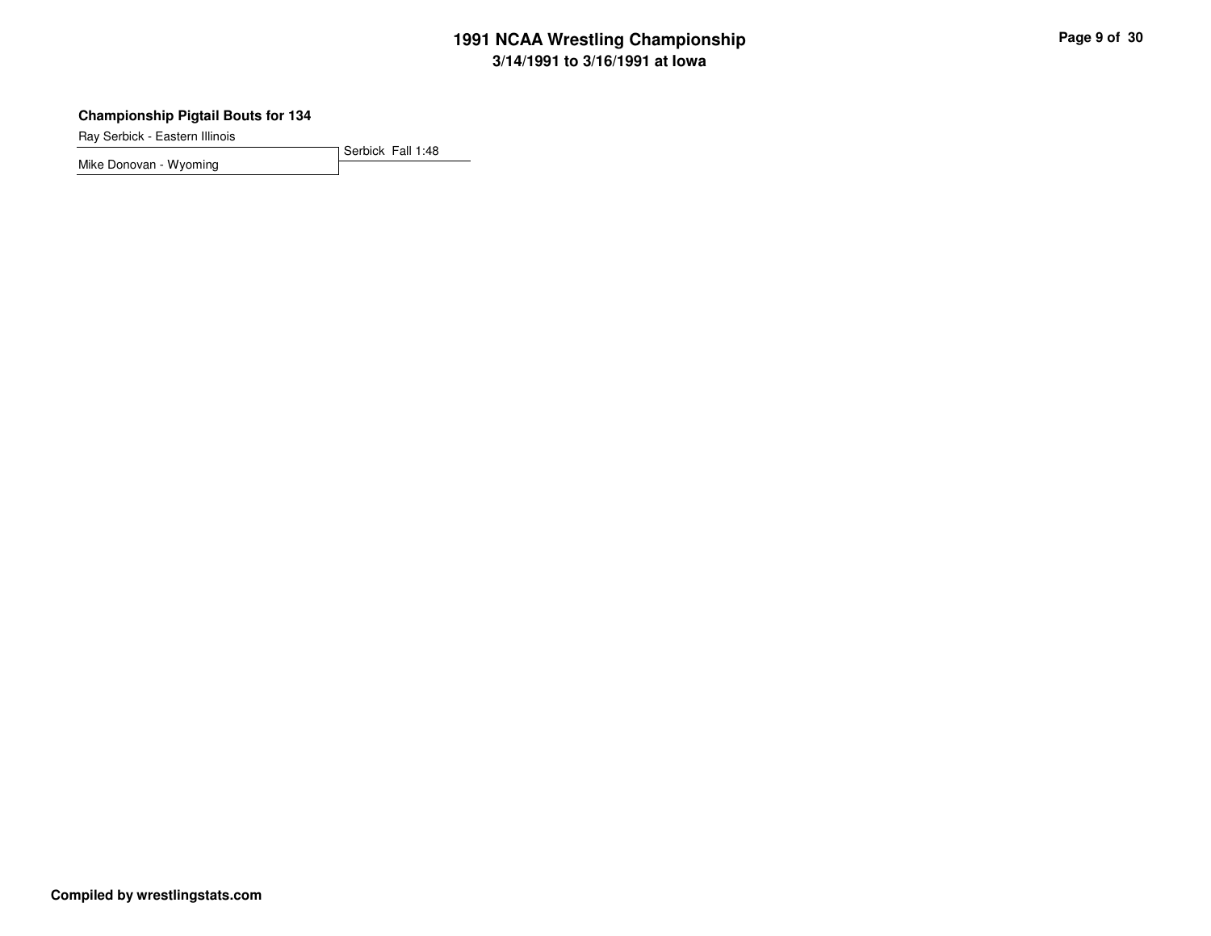### Championship Pigtail Bouts for 134

Ray Serbick - Eastern Illinois

Mike Donovan - Wyoming

Serbick Fall 1:48

**Compiled by wrestlingstats.com**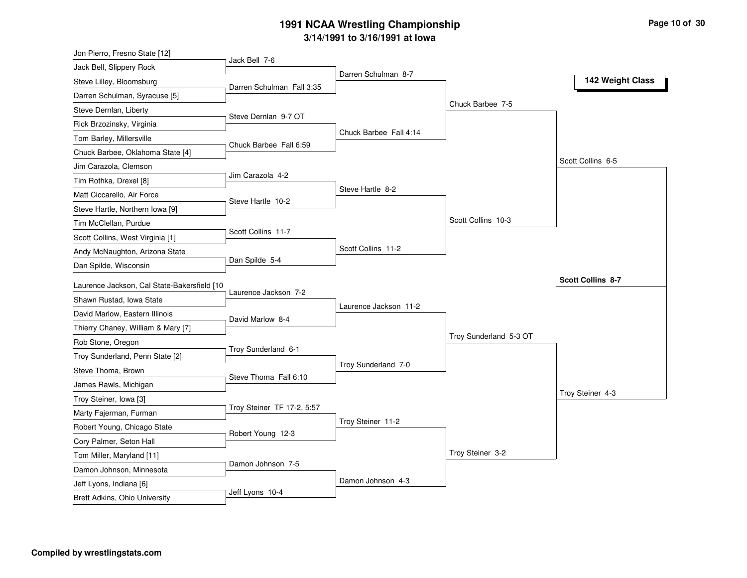# 1991 NCAA Wrestling Championship

## 3/14/1991 to 3/16/1991 at Iowa

### 142 Weight Class

| First Round | Second Round | Quarterfinals | Semifinals | Finals |
|---|---|---|---|---|
| Jon Pierro, Fresno State [12] | | | | |
| Jack Bell, Slippery Rock | Jack Bell 7-6 | | | |
| Steve Lilley, Bloomsburg | | Darren Schulman 8-7 | | |
| Darren Schulman, Syracuse [5] | Darren Schulman Fall 3:35 | | | |
| Steve Dernlan, Liberty | | | Chuck Barbee 7-5 | |
| Rick Brzozinsky, Virginia | Steve Dernlan 9-7 OT | | | |
| Tom Barley, Millersville | | Chuck Barbee Fall 4:14 | | |
| Chuck Barbee, Oklahoma State [4] | Chuck Barbee Fall 6:59 | | | |
| Jim Carazola, Clemson | | | | Scott Collins 6-5 |
| Tim Rothka, Drexel [8] | Jim Carazola 4-2 | | | |
| Matt Ciccarello, Air Force | | Steve Hartle 8-2 | | |
| Steve Hartle, Northern Iowa [9] | Steve Hartle 10-2 | | | |
| Tim McClellan, Purdue | | | Scott Collins 10-3 | |
| Scott Collins, West Virginia [1] | Scott Collins 11-7 | | | |
| Andy McNaughton, Arizona State | | Scott Collins 11-2 | | |
| Dan Spilde, Wisconsin | Dan Spilde 5-4 | | | |
| Laurence Jackson, Cal State-Bakersfield [10 | | | | |
| Shawn Rustad, Iowa State | Laurence Jackson 7-2 | | | |
| David Marlow, Eastern Illinois | | Laurence Jackson 11-2 | | |
| Thierry Chaney, William & Mary [7] | David Marlow 8-4 | | | |
| Rob Stone, Oregon | | | Troy Sunderland 5-3 OT | |
| Troy Sunderland, Penn State [2] | Troy Sunderland 6-1 | | | |
| Steve Thoma, Brown | | Troy Sunderland 7-0 | | |
| James Rawls, Michigan | Steve Thoma Fall 6:10 | | | |
| Troy Steiner, Iowa [3] | | | | Troy Steiner 4-3 |
| Marty Fajerman, Furman | Troy Steiner TF 17-2, 5:57 | | | |
| Robert Young, Chicago State | | Troy Steiner 11-2 | | |
| Cory Palmer, Seton Hall | Robert Young 12-3 | | | |
| Tom Miller, Maryland [11] | | | Troy Steiner 3-2 | |
| Damon Johnson, Minnesota | Damon Johnson 7-5 | | | |
| Jeff Lyons, Indiana [6] | | Damon Johnson 4-3 | | |
| Brett Adkins, Ohio University | Jeff Lyons 10-4 | | | |

**Champion: Scott Collins 8-7**

**Compiled by wrestlingstats.com**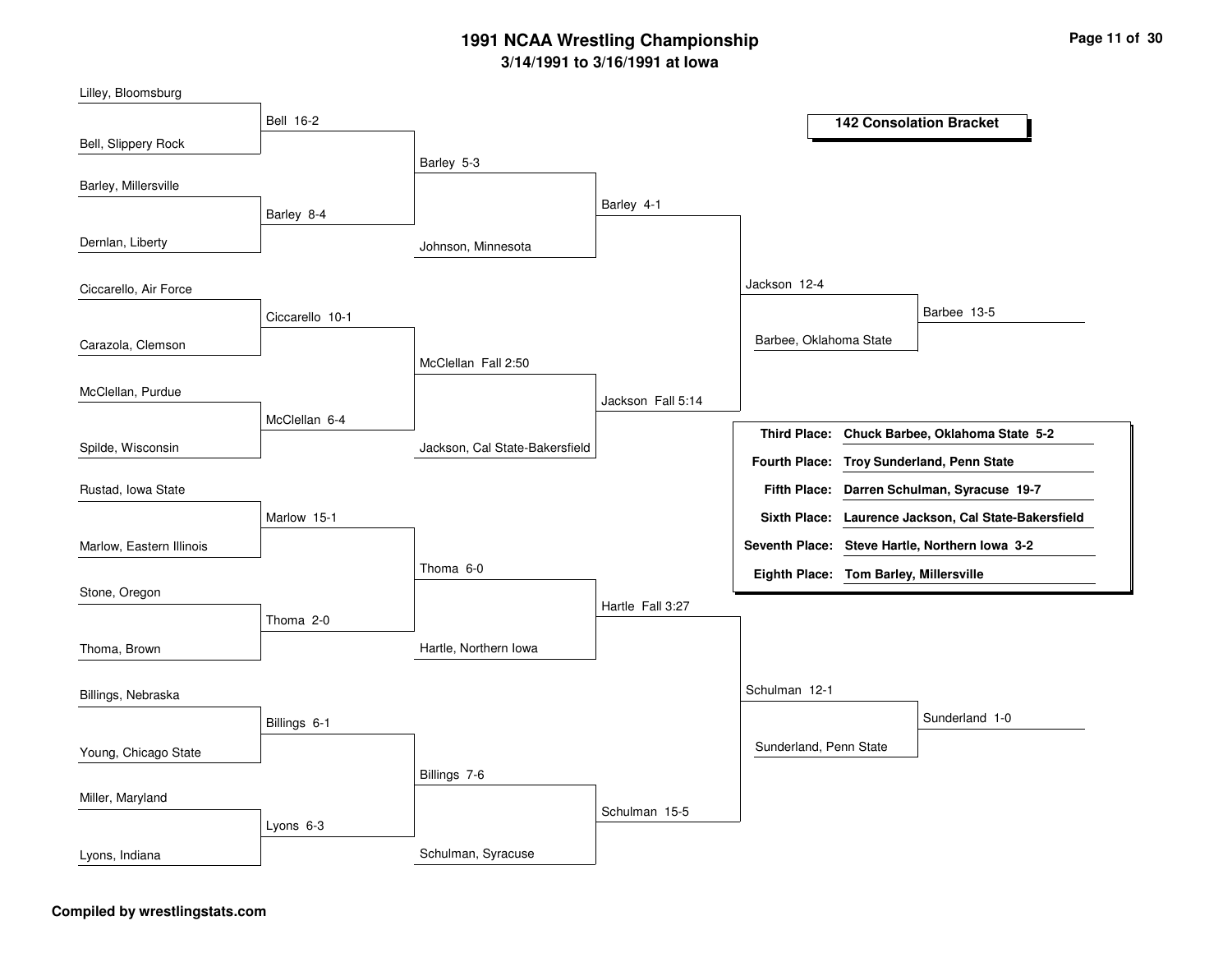# 1991 NCAA Wrestling Championship

**3/14/1991 to 3/16/1991 at Iowa**

## 142 Consolation Bracket

### First Round

| Wrestler 1 | Wrestler 2 | Result |
|---|---|---|
| Lilley, Bloomsburg | Bell, Slippery Rock | Bell 16-2 |
| Barley, Millersville | Dernlan, Liberty | Barley 8-4 |
| Ciccarello, Air Force | Carazola, Clemson | Ciccarello 10-1 |
| McClellan, Purdue | Spilde, Wisconsin | McClellan 6-4 |
| Rustad, Iowa State | Marlow, Eastern Illinois | Marlow 15-1 |
| Stone, Oregon | Thoma, Brown | Thoma 2-0 |
| Billings, Nebraska | Young, Chicago State | Billings 6-1 |
| Miller, Maryland | Lyons, Indiana | Lyons 6-3 |

### Second Round

| Result |
|---|
| Barley 5-3 |
| McClellan Fall 2:50 |
| Thoma 6-0 |
| Billings 7-6 |

### Third Round

| Opponent (entering) | Result |
|---|---|
| Johnson, Minnesota | Barley 4-1 |
| Jackson, Cal State-Bakersfield | Jackson Fall 5:14 |
| Hartle, Northern Iowa | Hartle Fall 3:27 |
| Schulman, Syracuse | Schulman 15-5 |

### Quarterfinals

| Opponent (entering) | Result |
|---|---|
| | Jackson 12-4 |
| | Schulman 12-1 |

### Semifinals

| Opponent (entering) | Result |
|---|---|
| Barbee, Oklahoma State | Barbee 13-5 |
| Sunderland, Penn State | Sunderland 1-0 |

### Placement

| Place | Wrestler |
|---|---|
| Third Place: | Chuck Barbee, Oklahoma State 5-2 |
| Fourth Place: | Troy Sunderland, Penn State |
| Fifth Place: | Darren Schulman, Syracuse 19-7 |
| Sixth Place: | Laurence Jackson, Cal State-Bakersfield |
| Seventh Place: | Steve Hartle, Northern Iowa 3-2 |
| Eighth Place: | Tom Barley, Millersville |

**Compiled by wrestlingstats.com**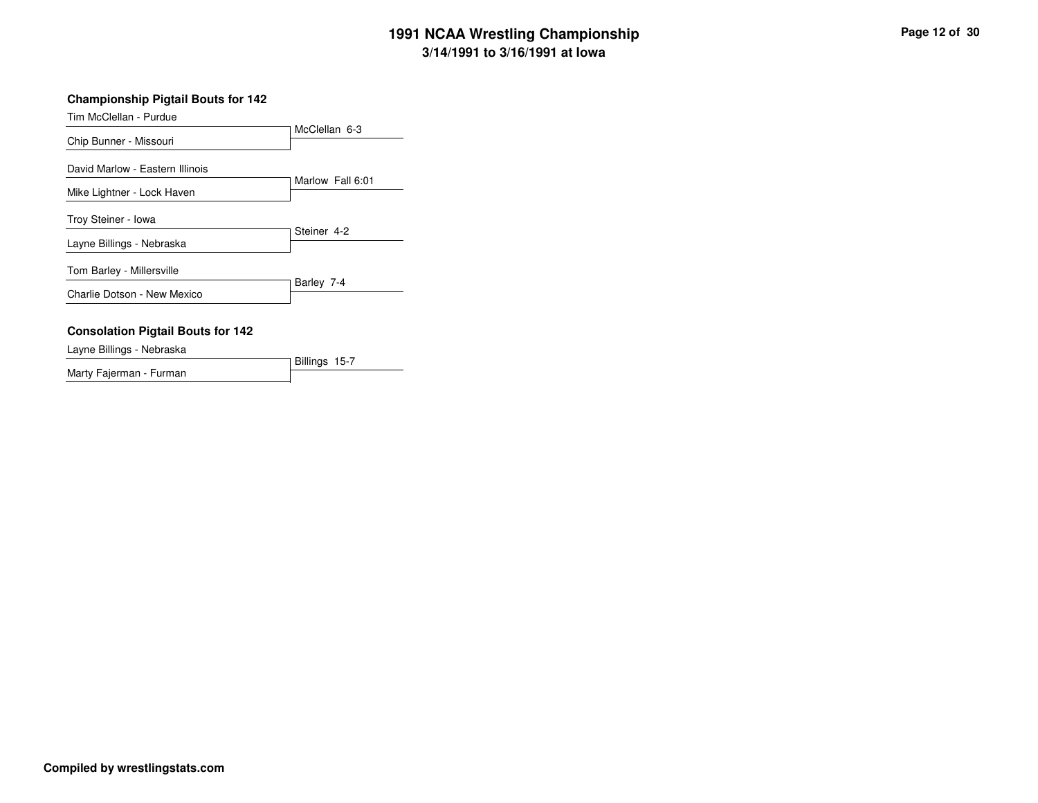# 1991 NCAA Wrestling Championship

## 3/14/1991 to 3/16/1991 at Iowa

### Championship Pigtail Bouts for 142

| Wrestler | Result |
|---|---|
| Tim McClellan - Purdue | McClellan 6-3 |
| Chip Bunner - Missouri | |
| David Marlow - Eastern Illinois | Marlow Fall 6:01 |
| Mike Lightner - Lock Haven | |
| Troy Steiner - Iowa | Steiner 4-2 |
| Layne Billings - Nebraska | |
| Tom Barley - Millersville | Barley 7-4 |
| Charlie Dotson - New Mexico | |

### Consolation Pigtail Bouts for 142

| Wrestler | Result |
|---|---|
| Layne Billings - Nebraska | Billings 15-7 |
| Marty Fajerman - Furman | |

**Compiled by wrestlingstats.com**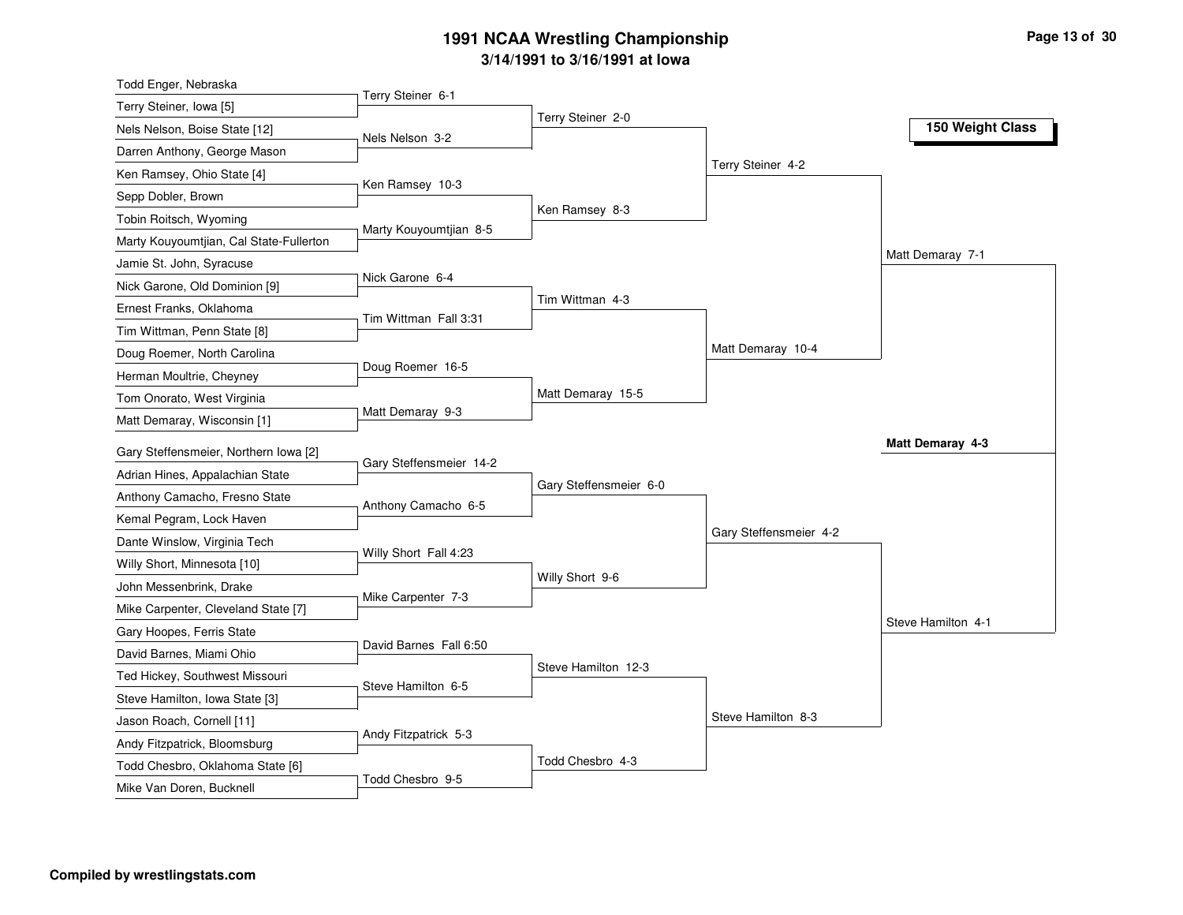# 1991 NCAA Wrestling Championship

## 3/14/1991 to 3/16/1991 at Iowa

### 150 Weight Class

| First Round | Round 2 | Quarterfinals | Semifinals | Final |
|---|---|---|---|---|
| Todd Enger, Nebraska | | | | |
| Terry Steiner, Iowa [5] | Terry Steiner 6-1 | | | |
| Nels Nelson, Boise State [12] | | Terry Steiner 2-0 | | |
| Darren Anthony, George Mason | Nels Nelson 3-2 | | | |
| Ken Ramsey, Ohio State [4] | | | Terry Steiner 4-2 | |
| Sepp Dobler, Brown | Ken Ramsey 10-3 | | | |
| Tobin Roitsch, Wyoming | | Ken Ramsey 8-3 | | |
| Marty Kouyoumtjian, Cal State-Fullerton | Marty Kouyoumtjian 8-5 | | | |
| Jamie St. John, Syracuse | | | | Matt Demaray 7-1 |
| Nick Garone, Old Dominion [9] | Nick Garone 6-4 | | | |
| Ernest Franks, Oklahoma | | Tim Wittman 4-3 | | |
| Tim Wittman, Penn State [8] | Tim Wittman Fall 3:31 | | | |
| Doug Roemer, North Carolina | | | Matt Demaray 10-4 | |
| Herman Moultrie, Cheyney | Doug Roemer 16-5 | | | |
| Tom Onorato, West Virginia | | Matt Demaray 15-5 | | |
| Matt Demaray, Wisconsin [1] | Matt Demaray 9-3 | | | |
| Gary Steffensmeier, Northern Iowa [2] | Gary Steffensmeier 14-2 | | | |
| Adrian Hines, Appalachian State | | Gary Steffensmeier 6-0 | | |
| Anthony Camacho, Fresno State | Anthony Camacho 6-5 | | | |
| Kemal Pegram, Lock Haven | | | Gary Steffensmeier 4-2 | |
| Dante Winslow, Virginia Tech | Willy Short Fall 4:23 | | | |
| Willy Short, Minnesota [10] | | Willy Short 9-6 | | |
| John Messenbrink, Drake | Mike Carpenter 7-3 | | | |
| Mike Carpenter, Cleveland State [7] | | | | Steve Hamilton 4-1 |
| Gary Hoopes, Ferris State | David Barnes Fall 6:50 | | | |
| David Barnes, Miami Ohio | | Steve Hamilton 12-3 | | |
| Ted Hickey, Southwest Missouri | Steve Hamilton 6-5 | | | |
| Steve Hamilton, Iowa State [3] | | | Steve Hamilton 8-3 | |
| Jason Roach, Cornell [11] | Andy Fitzpatrick 5-3 | | | |
| Andy Fitzpatrick, Bloomsburg | | Todd Chesbro 4-3 | | |
| Todd Chesbro, Oklahoma State [6] | Todd Chesbro 9-5 | | | |
| Mike Van Doren, Bucknell | | | | |

**Champion: Matt Demaray 4-3**

**Compiled by wrestlingstats.com**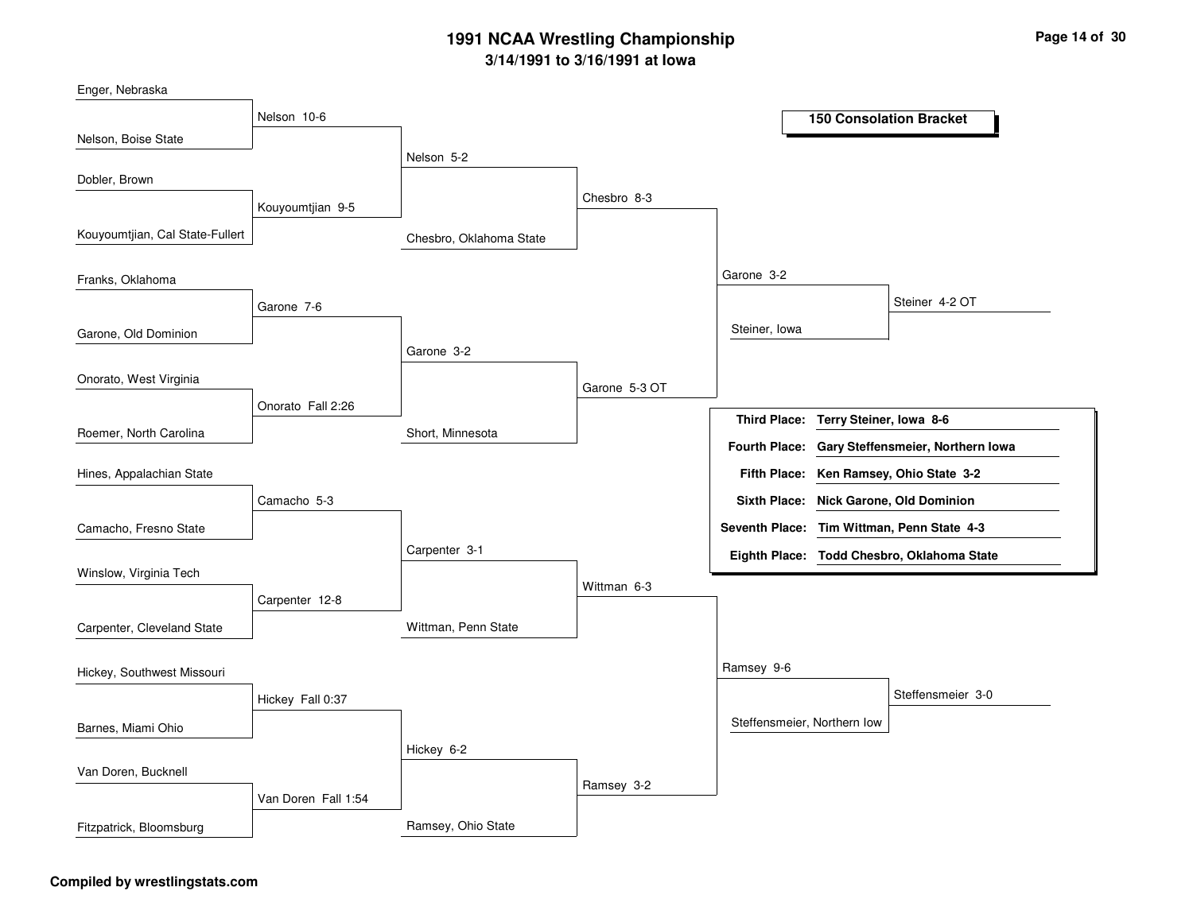# 1991 NCAA Wrestling Championship

**3/14/1991 to 3/16/1991 at Iowa**

## 150 Consolation Bracket

### Round 1

| Wrestler 1 | Wrestler 2 | Result |
|---|---|---|
| Enger, Nebraska | Nelson, Boise State | Nelson 10-6 |
| Dobler, Brown | Kouyoumtjian, Cal State-Fullert | Kouyoumtjian 9-5 |
| Franks, Oklahoma | Garone, Old Dominion | Garone 7-6 |
| Onorato, West Virginia | Roemer, North Carolina | Onorato Fall 2:26 |
| Hines, Appalachian State | Camacho, Fresno State | Camacho 5-3 |
| Winslow, Virginia Tech | Carpenter, Cleveland State | Carpenter 12-8 |
| Hickey, Southwest Missouri | Barnes, Miami Ohio | Hickey Fall 0:37 |
| Van Doren, Bucknell | Fitzpatrick, Bloomsburg | Van Doren Fall 1:54 |

### Round 2

| Wrestler 1 | Wrestler 2 | Result |
|---|---|---|
| Nelson | Kouyoumtjian | Nelson 5-2 |
| Garone | Onorato | Garone 3-2 |
| Camacho | Carpenter | Carpenter 3-1 |
| Hickey | Van Doren | Hickey 6-2 |

### Round 3

| Wrestler 1 | Wrestler 2 | Result |
|---|---|---|
| Nelson | Chesbro, Oklahoma State | Chesbro 8-3 |
| Garone | Short, Minnesota | Garone 5-3 OT |
| Carpenter | Wittman, Penn State | Wittman 6-3 |
| Hickey | Ramsey, Ohio State | Ramsey 3-2 |

### Round 4

| Wrestler 1 | Wrestler 2 | Result |
|---|---|---|
| Chesbro | Garone | Garone 3-2 |
| Wittman | Ramsey | Ramsey 9-6 |

### Consolation Semifinals

| Wrestler 1 | Wrestler 2 | Result |
|---|---|---|
| Garone | Steiner, Iowa | Steiner 4-2 OT |
| Ramsey | Steffensmeier, Northern Iow | Steffensmeier 3-0 |

### Final Placings

| Place | Wrestler |
|---|---|
| Third Place: | Terry Steiner, Iowa 8-6 |
| Fourth Place: | Gary Steffensmeier, Northern Iowa |
| Fifth Place: | Ken Ramsey, Ohio State 3-2 |
| Sixth Place: | Nick Garone, Old Dominion |
| Seventh Place: | Tim Wittman, Penn State 4-3 |
| Eighth Place: | Todd Chesbro, Oklahoma State |

**Compiled by wrestlingstats.com**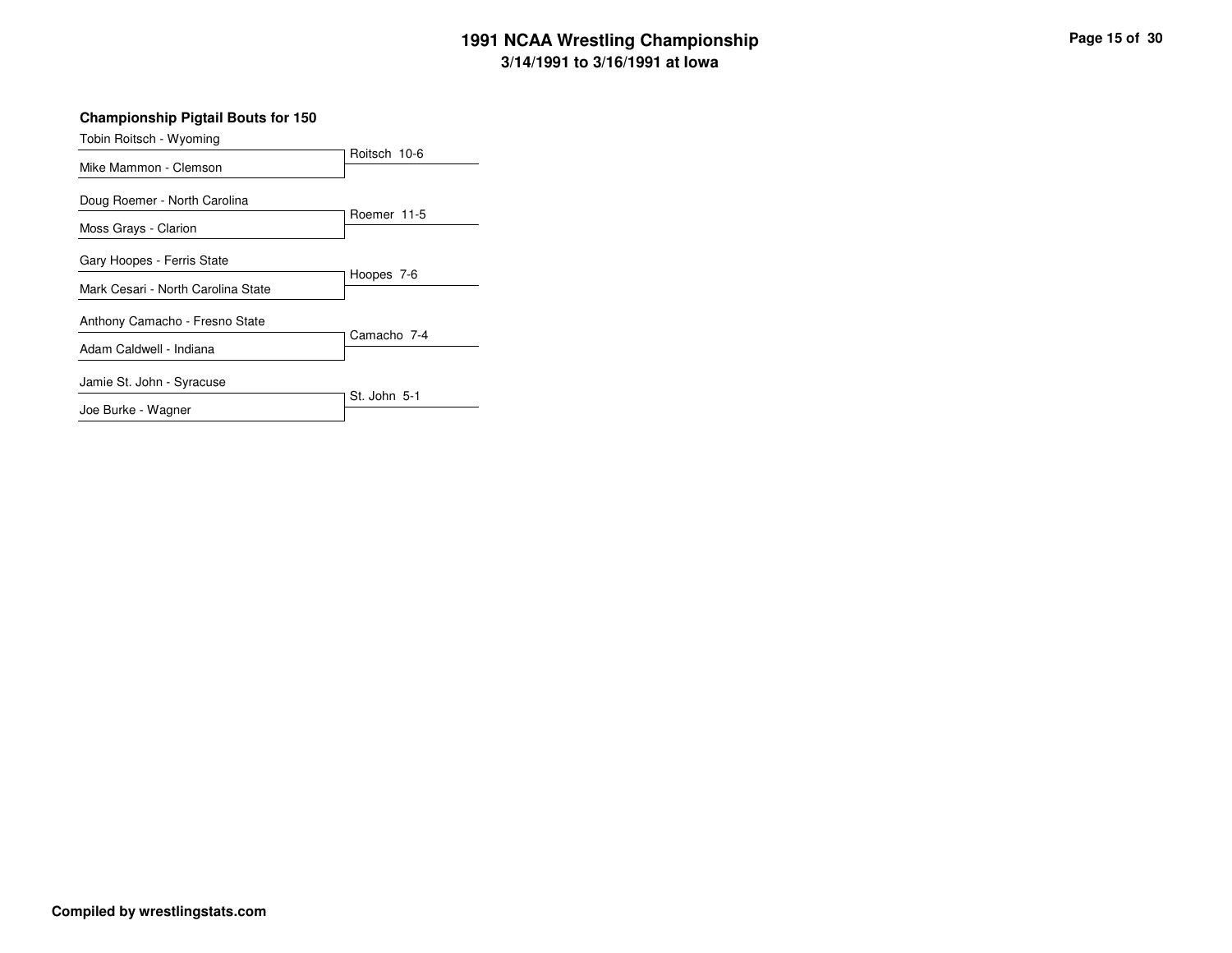### Championship Pigtail Bouts for 150

| Wrestler 1 | Wrestler 2 | Result |
|---|---|---|
| Tobin Roitsch - Wyoming | Mike Mammon - Clemson | Roitsch 10-6 |
| Doug Roemer - North Carolina | Moss Grays - Clarion | Roemer 11-5 |
| Gary Hoopes - Ferris State | Mark Cesari - North Carolina State | Hoopes 7-6 |
| Anthony Camacho - Fresno State | Adam Caldwell - Indiana | Camacho 7-4 |
| Jamie St. John - Syracuse | Joe Burke - Wagner | St. John 5-1 |

**Compiled by wrestlingstats.com**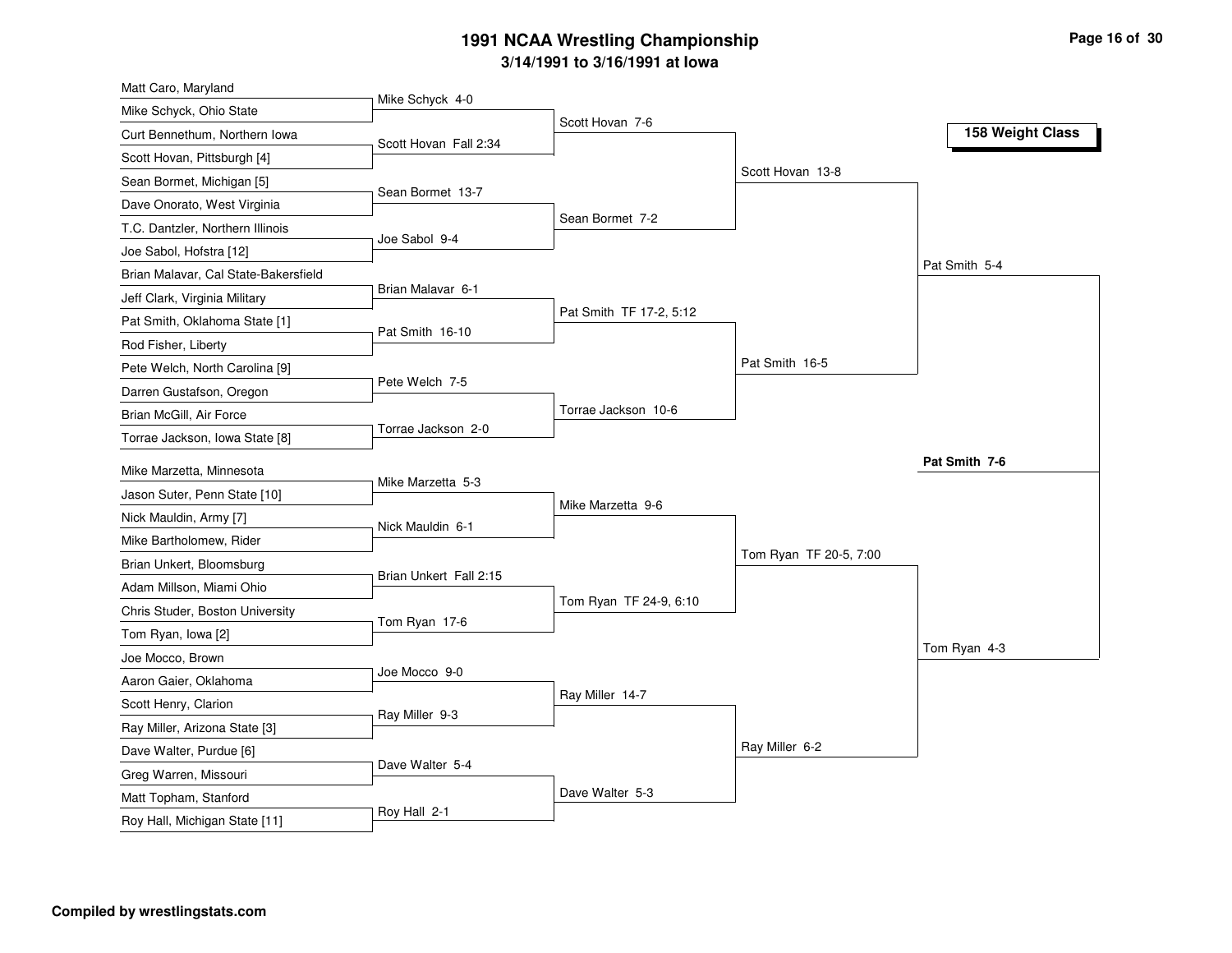# 1991 NCAA Wrestling Championship

**3/14/1991 to 3/16/1991 at Iowa**

**158 Weight Class**

## First Round

| Wrestler 1 | Wrestler 2 | Result |
|---|---|---|
| Matt Caro, Maryland | Mike Schyck, Ohio State | Mike Schyck 4-0 |
| Curt Bennethum, Northern Iowa | Scott Hovan, Pittsburgh [4] | Scott Hovan Fall 2:34 |
| Sean Bormet, Michigan [5] | Dave Onorato, West Virginia | Sean Bormet 13-7 |
| T.C. Dantzler, Northern Illinois | Joe Sabol, Hofstra [12] | Joe Sabol 9-4 |
| Brian Malavar, Cal State-Bakersfield | Jeff Clark, Virginia Military | Brian Malavar 6-1 |
| Pat Smith, Oklahoma State [1] | Rod Fisher, Liberty | Pat Smith 16-10 |
| Pete Welch, North Carolina [9] | Darren Gustafson, Oregon | Pete Welch 7-5 |
| Brian McGill, Air Force | Torrae Jackson, Iowa State [8] | Torrae Jackson 2-0 |
| Mike Marzetta, Minnesota | Jason Suter, Penn State [10] | Mike Marzetta 5-3 |
| Nick Mauldin, Army [7] | Mike Bartholomew, Rider | Nick Mauldin 6-1 |
| Brian Unkert, Bloomsburg | Adam Millson, Miami Ohio | Brian Unkert Fall 2:15 |
| Chris Studer, Boston University | Tom Ryan, Iowa [2] | Tom Ryan 17-6 |
| Joe Mocco, Brown | Aaron Gaier, Oklahoma | Joe Mocco 9-0 |
| Scott Henry, Clarion | Ray Miller, Arizona State [3] | Ray Miller 9-3 |
| Dave Walter, Purdue [6] | Greg Warren, Missouri | Dave Walter 5-4 |
| Matt Topham, Stanford | Roy Hall, Michigan State [11] | Roy Hall 2-1 |

## Second Round

- Scott Hovan 7-6
- Sean Bormet 7-2
- Pat Smith TF 17-2, 5:12
- Torrae Jackson 10-6
- Mike Marzetta 9-6
- Tom Ryan TF 24-9, 6:10
- Ray Miller 14-7
- Dave Walter 5-3

## Quarterfinals

- Scott Hovan 13-8
- Pat Smith 16-5
- Tom Ryan TF 20-5, 7:00
- Ray Miller 6-2

## Semifinals

- Pat Smith 5-4
- Tom Ryan 4-3

## Final

**Pat Smith 7-6**

Compiled by wrestlingstats.com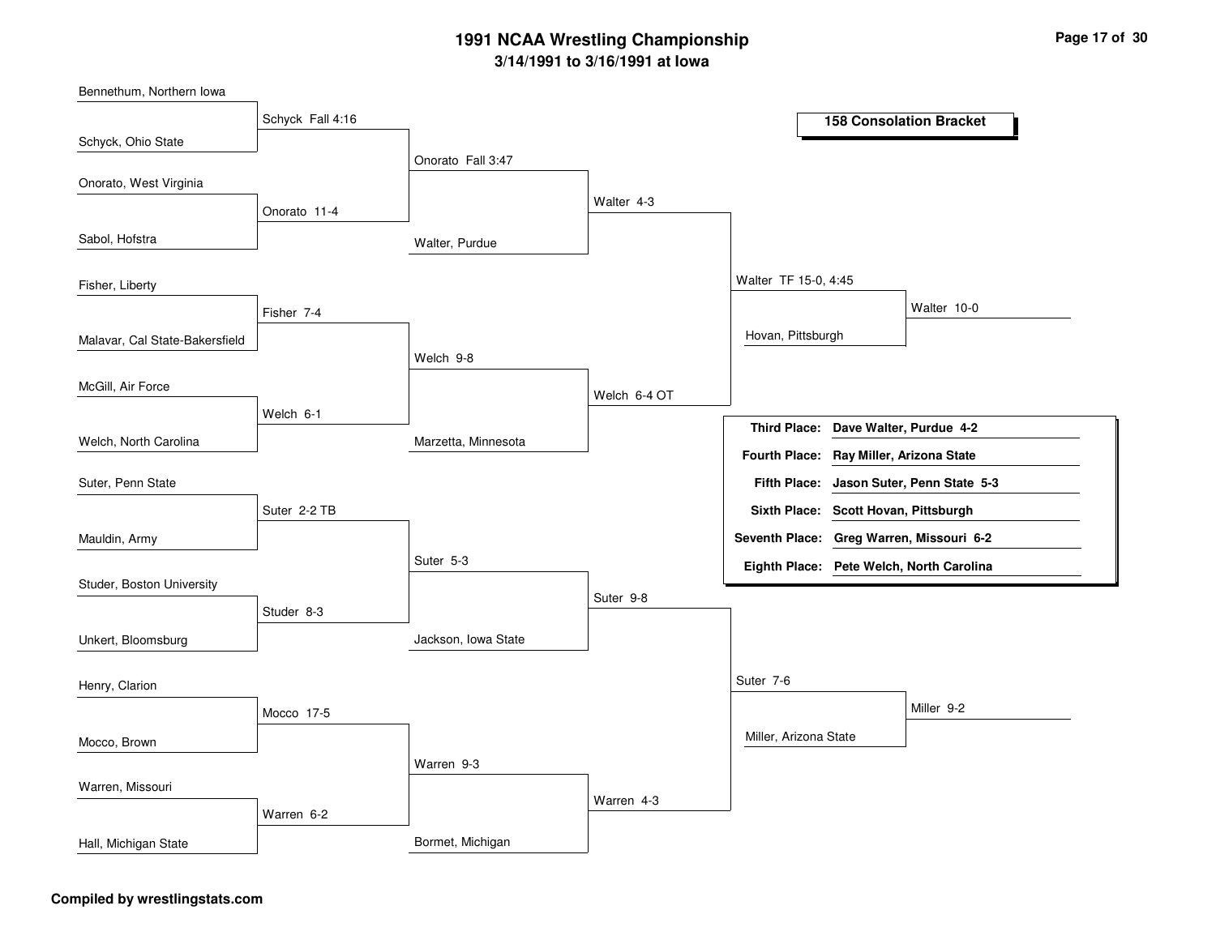# 1991 NCAA Wrestling Championship

## 3/14/1991 to 3/16/1991 at Iowa

### 158 Consolation Bracket

**First Round**

- Bennethum, Northern Iowa vs. Schyck, Ohio State — Schyck Fall 4:16
- Onorato, West Virginia vs. Sabol, Hofstra — Onorato 11-4
- Fisher, Liberty vs. Malavar, Cal State-Bakersfield — Fisher 7-4
- McGill, Air Force vs. Welch, North Carolina — Welch 6-1
- Suter, Penn State vs. Mauldin, Army — Suter 2-2 TB
- Studer, Boston University vs. Unkert, Bloomsburg — Studer 8-3
- Henry, Clarion vs. Mocco, Brown — Mocco 17-5
- Warren, Missouri vs. Hall, Michigan State — Warren 6-2

**Second Round**

- Schyck vs. Onorato — Onorato Fall 3:47
- Fisher vs. Welch — Welch 9-8
- Suter vs. Studer — Suter 5-3
- Mocco vs. Warren — Warren 9-3

**Third Round**

- Onorato vs. Walter, Purdue — Walter 4-3
- Welch vs. Marzetta, Minnesota — Welch 6-4 OT
- Suter vs. Jackson, Iowa State — Suter 9-8
- Warren vs. Bormet, Michigan — Warren 4-3

**Fourth Round**

- Walter vs. Welch — Walter TF 15-0, 4:45
- Suter vs. Warren — Suter 7-6

**Fifth Round**

- Walter vs. Hovan, Pittsburgh — Walter 10-0
- Suter vs. Miller, Arizona State — Miller 9-2

| | |
|---|---|
| **Third Place:** | **Dave Walter, Purdue 4-2** |
| **Fourth Place:** | **Ray Miller, Arizona State** |
| **Fifth Place:** | **Jason Suter, Penn State 5-3** |
| **Sixth Place:** | **Scott Hovan, Pittsburgh** |
| **Seventh Place:** | **Greg Warren, Missouri 6-2** |
| **Eighth Place:** | **Pete Welch, North Carolina** |

**Compiled by wrestlingstats.com**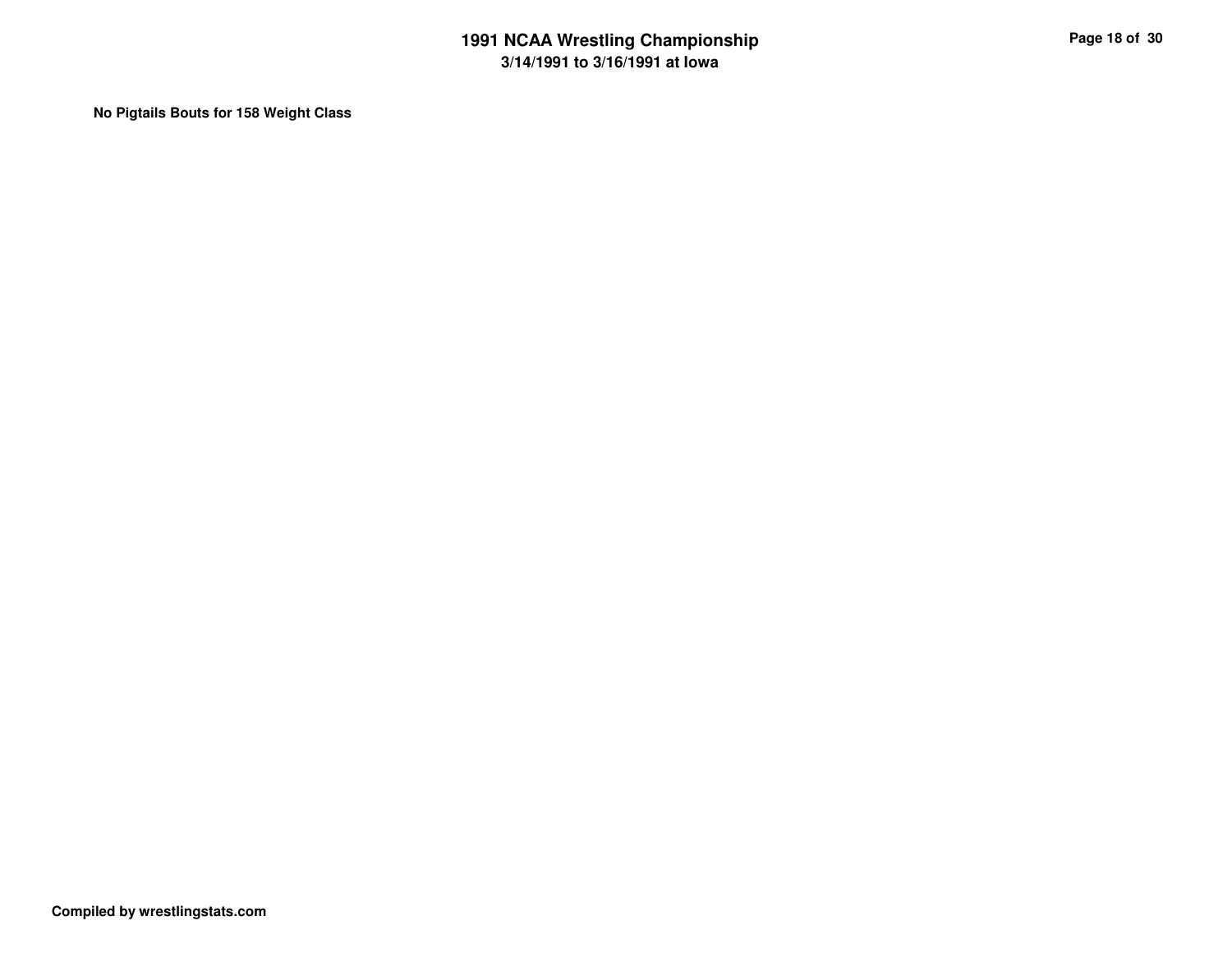**No Pigtails Bouts for 158 Weight Class**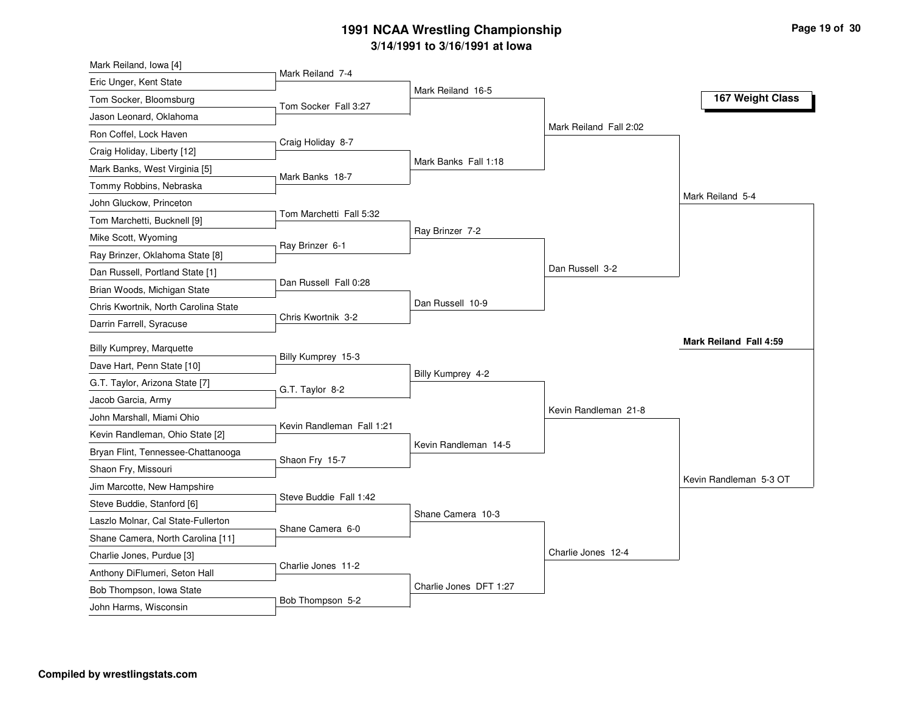# 1991 NCAA Wrestling Championship

### 3/14/1991 to 3/16/1991 at Iowa

## 167 Weight Class

### First Round

| Wrestler 1 | Wrestler 2 | Result |
|---|---|---|
| Mark Reiland, Iowa [4] | Eric Unger, Kent State | Mark Reiland 7-4 |
| Tom Socker, Bloomsburg | Jason Leonard, Oklahoma | Tom Socker Fall 3:27 |
| Ron Coffel, Lock Haven | Craig Holiday, Liberty [12] | Craig Holiday 8-7 |
| Mark Banks, West Virginia [5] | Tommy Robbins, Nebraska | Mark Banks 18-7 |
| John Gluckow, Princeton | Tom Marchetti, Bucknell [9] | Tom Marchetti Fall 5:32 |
| Mike Scott, Wyoming | Ray Brinzer, Oklahoma State [8] | Ray Brinzer 6-1 |
| Dan Russell, Portland State [1] | Brian Woods, Michigan State | Dan Russell Fall 0:28 |
| Chris Kwortnik, North Carolina State | Darrin Farrell, Syracuse | Chris Kwortnik 3-2 |
| Billy Kumprey, Marquette | Dave Hart, Penn State [10] | Billy Kumprey 15-3 |
| G.T. Taylor, Arizona State [7] | Jacob Garcia, Army | G.T. Taylor 8-2 |
| John Marshall, Miami Ohio | Kevin Randleman, Ohio State [2] | Kevin Randleman Fall 1:21 |
| Bryan Flint, Tennessee-Chattanooga | Shaon Fry, Missouri | Shaon Fry 15-7 |
| Jim Marcotte, New Hampshire | Steve Buddie, Stanford [6] | Steve Buddie Fall 1:42 |
| Laszlo Molnar, Cal State-Fullerton | Shane Camera, North Carolina [11] | Shane Camera 6-0 |
| Charlie Jones, Purdue [3] | Anthony DiFlumeri, Seton Hall | Charlie Jones 11-2 |
| Bob Thompson, Iowa State | John Harms, Wisconsin | Bob Thompson 5-2 |

### Second Round

- Mark Reiland 16-5
- Mark Banks Fall 1:18
- Ray Brinzer 7-2
- Dan Russell 10-9
- Billy Kumprey 4-2
- Kevin Randleman 14-5
- Shane Camera 10-3
- Charlie Jones DFT 1:27

### Quarterfinals

- Mark Reiland Fall 2:02
- Dan Russell 3-2
- Kevin Randleman 21-8
- Charlie Jones 12-4

### Semifinals

- Mark Reiland 5-4
- Kevin Randleman 5-3 OT

### Final

**Mark Reiland Fall 4:59**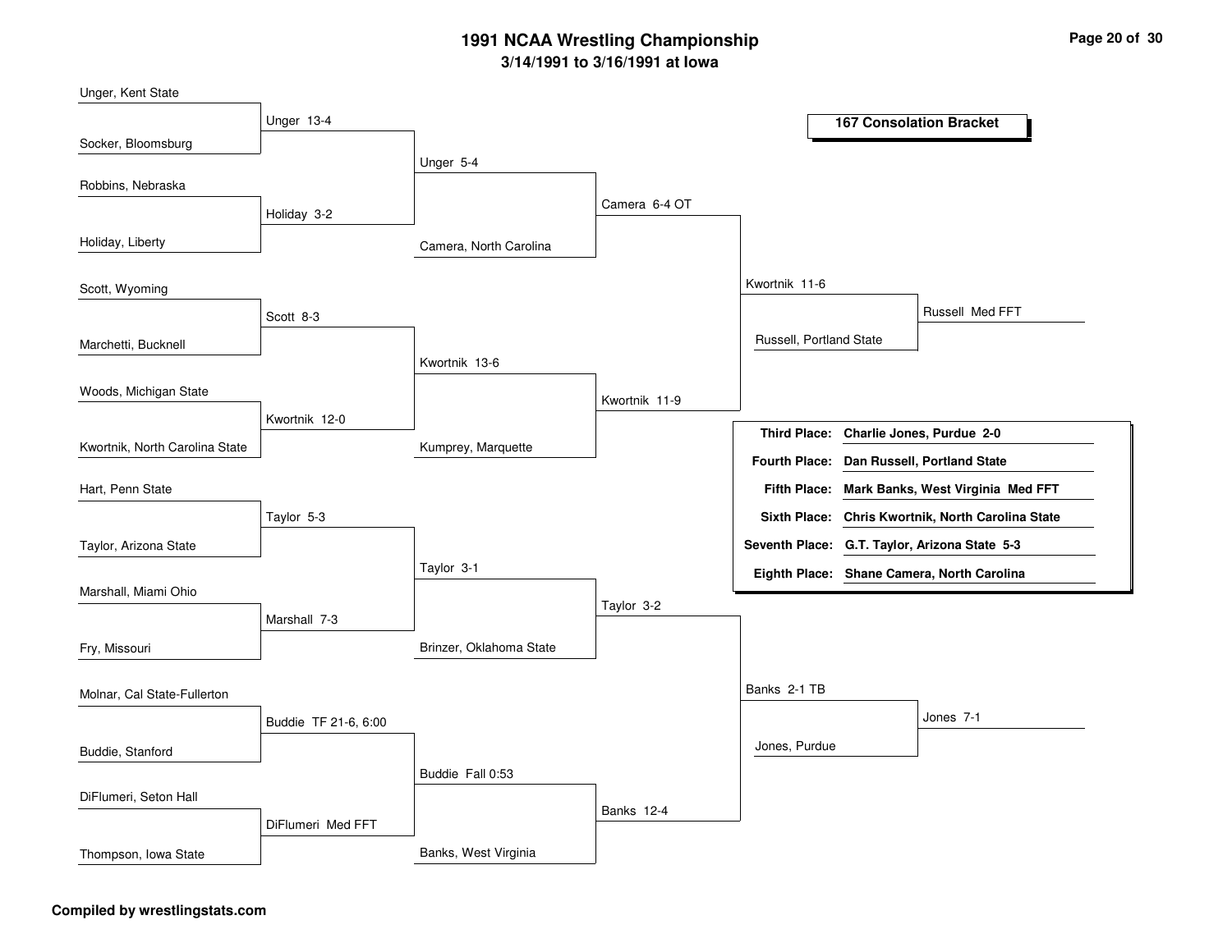# 1991 NCAA Wrestling Championship

**3/14/1991 to 3/16/1991 at Iowa**

## 167 Consolation Bracket

### Round 1

- Unger, Kent State vs. Socker, Bloomsburg — **Unger 13-4**
- Robbins, Nebraska vs. Holiday, Liberty — **Holiday 3-2**
- Scott, Wyoming vs. Marchetti, Bucknell — **Scott 8-3**
- Woods, Michigan State vs. Kwortnik, North Carolina State — **Kwortnik 12-0**
- Hart, Penn State vs. Taylor, Arizona State — **Taylor 5-3**
- Marshall, Miami Ohio vs. Fry, Missouri — **Marshall 7-3**
- Molnar, Cal State-Fullerton vs. Buddie, Stanford — **Buddie TF 21-6, 6:00**
- DiFlumeri, Seton Hall vs. Thompson, Iowa State — **DiFlumeri Med FFT**

### Round 2

- Unger vs. Holiday — **Unger 5-4**
- Scott vs. Kwortnik — **Kwortnik 13-6**
- Taylor vs. Marshall — **Taylor 3-1**
- Buddie vs. DiFlumeri — **Buddie Fall 0:53**

### Round 3

- Unger vs. Camera, North Carolina — **Camera 6-4 OT**
- Kwortnik vs. Kumprey, Marquette — **Kwortnik 11-9**
- Taylor vs. Brinzer, Oklahoma State — **Taylor 3-2**
- Buddie vs. Banks, West Virginia — **Banks 12-4**

### Round 4

- Camera vs. Kwortnik — **Kwortnik 11-6**
- Taylor vs. Banks — **Banks 2-1 TB**

### Round 5

- Kwortnik vs. Russell, Portland State — **Russell Med FFT**
- Banks vs. Jones, Purdue — **Jones 7-1**

### Placings

| Place | Result |
|---|---|
| **Third Place:** | **Charlie Jones, Purdue 2-0** |
| **Fourth Place:** | **Dan Russell, Portland State** |
| **Fifth Place:** | **Mark Banks, West Virginia Med FFT** |
| **Sixth Place:** | **Chris Kwortnik, North Carolina State** |
| **Seventh Place:** | **G.T. Taylor, Arizona State 5-3** |
| **Eighth Place:** | **Shane Camera, North Carolina** |

**Compiled by wrestlingstats.com**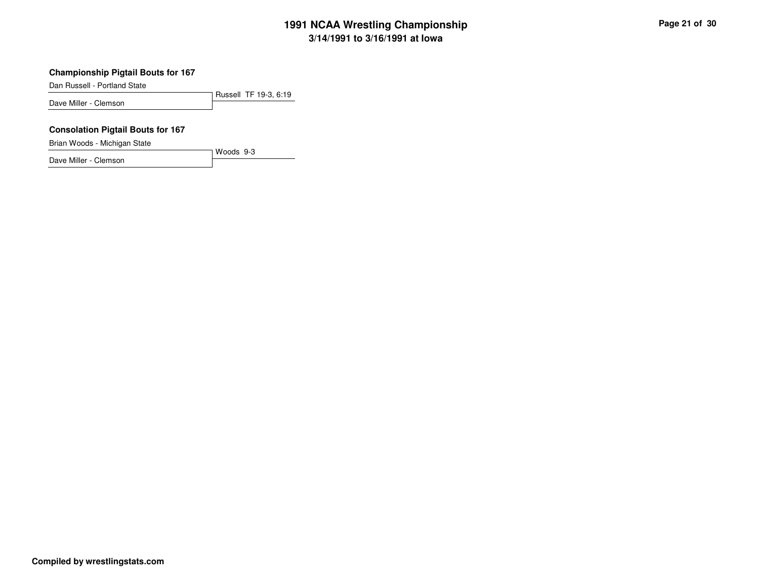# 1991 NCAA Wrestling Championship

## 3/14/1991 to 3/16/1991 at Iowa

### Championship Pigtail Bouts for 167

Dan Russell - Portland State

Dave Miller - Clemson

Russell TF 19-3, 6:19

### Consolation Pigtail Bouts for 167

Brian Woods - Michigan State

Dave Miller - Clemson

Woods 9-3

**Compiled by wrestlingstats.com**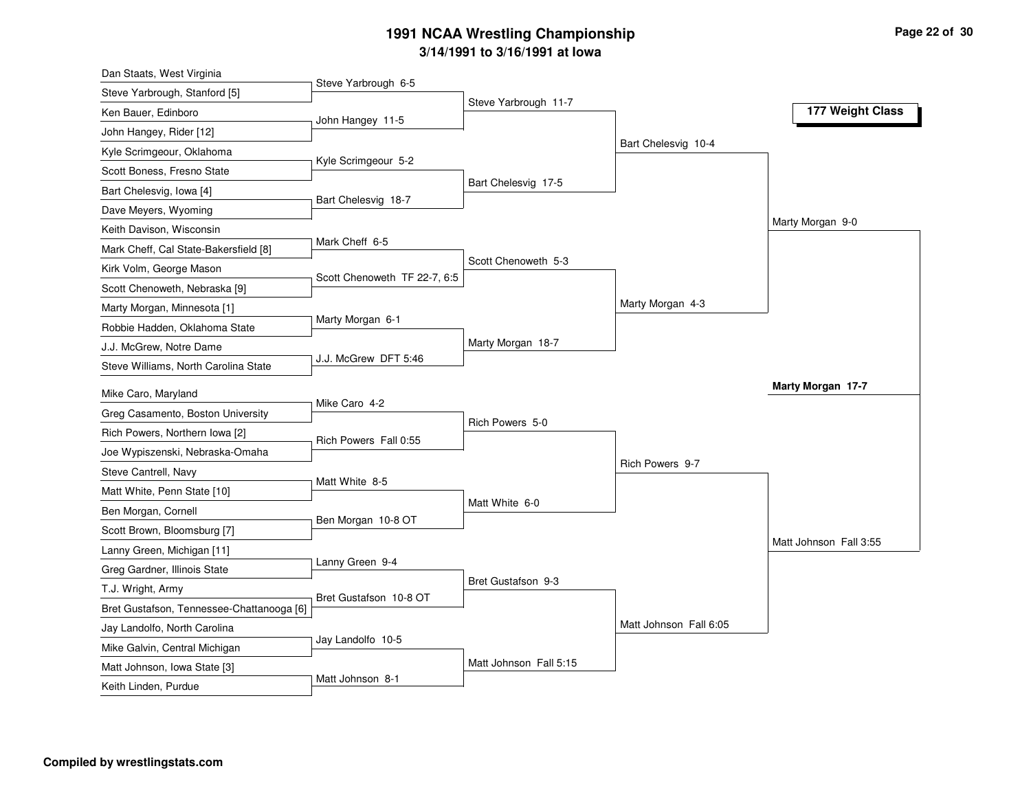# 1991 NCAA Wrestling Championship

## 3/14/1991 to 3/16/1991 at Iowa

### 177 Weight Class

**First Round**

| Wrestler 1 | Wrestler 2 | Winner |
|---|---|---|
| Dan Staats, West Virginia | Steve Yarbrough, Stanford [5] | Steve Yarbrough 6-5 |
| Ken Bauer, Edinboro | John Hangey, Rider [12] | John Hangey 11-5 |
| Kyle Scrimgeour, Oklahoma | Scott Boness, Fresno State | Kyle Scrimgeour 5-2 |
| Bart Chelesvig, Iowa [4] | Dave Meyers, Wyoming | Bart Chelesvig 18-7 |
| Keith Davison, Wisconsin | Mark Cheff, Cal State-Bakersfield [8] | Mark Cheff 6-5 |
| Kirk Volm, George Mason | Scott Chenoweth, Nebraska [9] | Scott Chenoweth TF 22-7, 6:5 |
| Marty Morgan, Minnesota [1] | Robbie Hadden, Oklahoma State | Marty Morgan 6-1 |
| J.J. McGrew, Notre Dame | Steve Williams, North Carolina State | J.J. McGrew DFT 5:46 |
| Mike Caro, Maryland | Greg Casamento, Boston University | Mike Caro 4-2 |
| Rich Powers, Northern Iowa [2] | Joe Wypiszenski, Nebraska-Omaha | Rich Powers Fall 0:55 |
| Steve Cantrell, Navy | Matt White, Penn State [10] | Matt White 8-5 |
| Ben Morgan, Cornell | Scott Brown, Bloomsburg [7] | Ben Morgan 10-8 OT |
| Lanny Green, Michigan [11] | Greg Gardner, Illinois State | Lanny Green 9-4 |
| T.J. Wright, Army | Bret Gustafson, Tennessee-Chattanooga [6] | Bret Gustafson 10-8 OT |
| Jay Landolfo, North Carolina | Mike Galvin, Central Michigan | Jay Landolfo 10-5 |
| Matt Johnson, Iowa State [3] | Keith Linden, Purdue | Matt Johnson 8-1 |

**Second Round**

- Steve Yarbrough 11-7
- Bart Chelesvig 17-5
- Scott Chenoweth 5-3
- Marty Morgan 18-7
- Rich Powers 5-0
- Matt White 6-0
- Bret Gustafson 9-3
- Matt Johnson Fall 5:15

**Quarterfinals**

- Bart Chelesvig 10-4
- Marty Morgan 4-3
- Rich Powers 9-7
- Matt Johnson Fall 6:05

**Semifinals**

- Marty Morgan 9-0
- Matt Johnson Fall 3:55

**Final**

- **Marty Morgan 17-7**

**Compiled by wrestlingstats.com**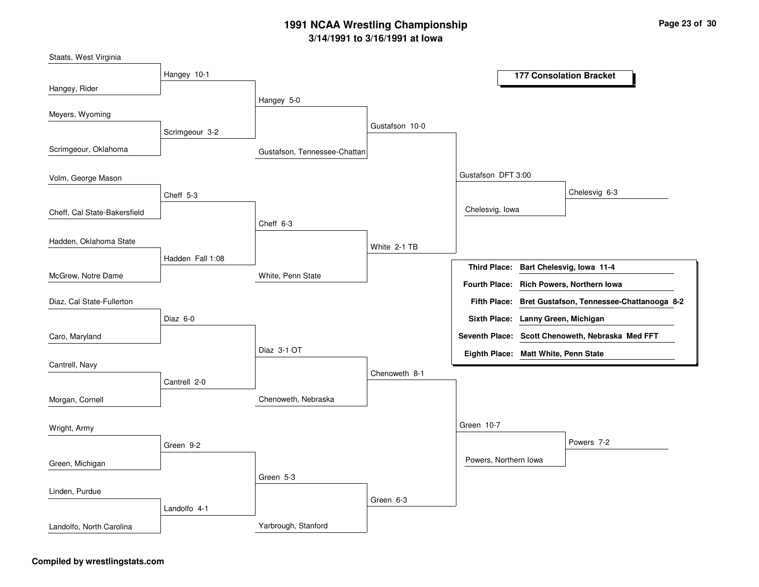# 1991 NCAA Wrestling Championship

## 3/14/1991 to 3/16/1991 at Iowa

### 177 Consolation Bracket

**First Round**

- Staats, West Virginia vs. Hangey, Rider — Hangey 10-1
- Meyers, Wyoming vs. Scrimgeour, Oklahoma — Scrimgeour 3-2
- Volm, George Mason vs. Cheff, Cal State-Bakersfield — Cheff 5-3
- Hadden, Oklahoma State vs. McGrew, Notre Dame — Hadden Fall 1:08
- Diaz, Cal State-Fullerton vs. Caro, Maryland — Diaz 6-0
- Cantrell, Navy vs. Morgan, Cornell — Cantrell 2-0
- Wright, Army vs. Green, Michigan — Green 9-2
- Linden, Purdue vs. Landolfo, North Carolina — Landolfo 4-1

**Second Round**

- Hangey vs. Scrimgeour — Hangey 5-0
- Cheff vs. Hadden — Cheff 6-3
- Diaz vs. Cantrell — Diaz 3-1 OT
- Green vs. Landolfo — Green 5-3

**Third Round**

- Hangey vs. Gustafson, Tennessee-Chattan — Gustafson 10-0
- Cheff vs. White, Penn State — White 2-1 TB
- Diaz vs. Chenoweth, Nebraska — Chenoweth 8-1
- Green vs. Yarbrough, Stanford — Green 6-3

**Fourth Round**

- Gustafson vs. White — Gustafson DFT 3:00
- Chenoweth vs. Green — Green 10-7

**Consolation Semifinals**

- Gustafson vs. Chelesvig, Iowa — Chelesvig 6-3
- Green vs. Powers, Northern Iowa — Powers 7-2

| Place | Wrestler |
|---|---|
| Third Place: | Bart Chelesvig, Iowa 11-4 |
| Fourth Place: | Rich Powers, Northern Iowa |
| Fifth Place: | Bret Gustafson, Tennessee-Chattanooga 8-2 |
| Sixth Place: | Lanny Green, Michigan |
| Seventh Place: | Scott Chenoweth, Nebraska Med FFT |
| Eighth Place: | Matt White, Penn State |

**Compiled by wrestlingstats.com**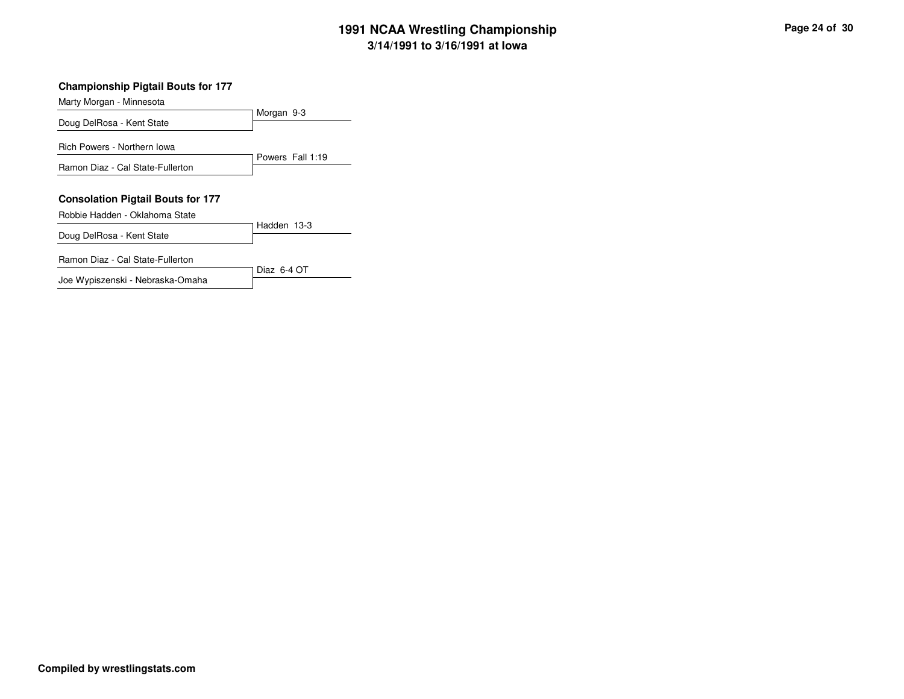# 1991 NCAA Wrestling Championship
## 3/14/1991 to 3/16/1991 at Iowa

### Championship Pigtail Bouts for 177

| Wrestlers | Result |
| --- | --- |
| Marty Morgan - Minnesota<br>Doug DelRosa - Kent State | Morgan 9-3 |
| Rich Powers - Northern Iowa<br>Ramon Diaz - Cal State-Fullerton | Powers Fall 1:19 |

### Consolation Pigtail Bouts for 177

| Wrestlers | Result |
| --- | --- |
| Robbie Hadden - Oklahoma State<br>Doug DelRosa - Kent State | Hadden 13-3 |
| Ramon Diaz - Cal State-Fullerton<br>Joe Wypiszenski - Nebraska-Omaha | Diaz 6-4 OT |

**Compiled by wrestlingstats.com**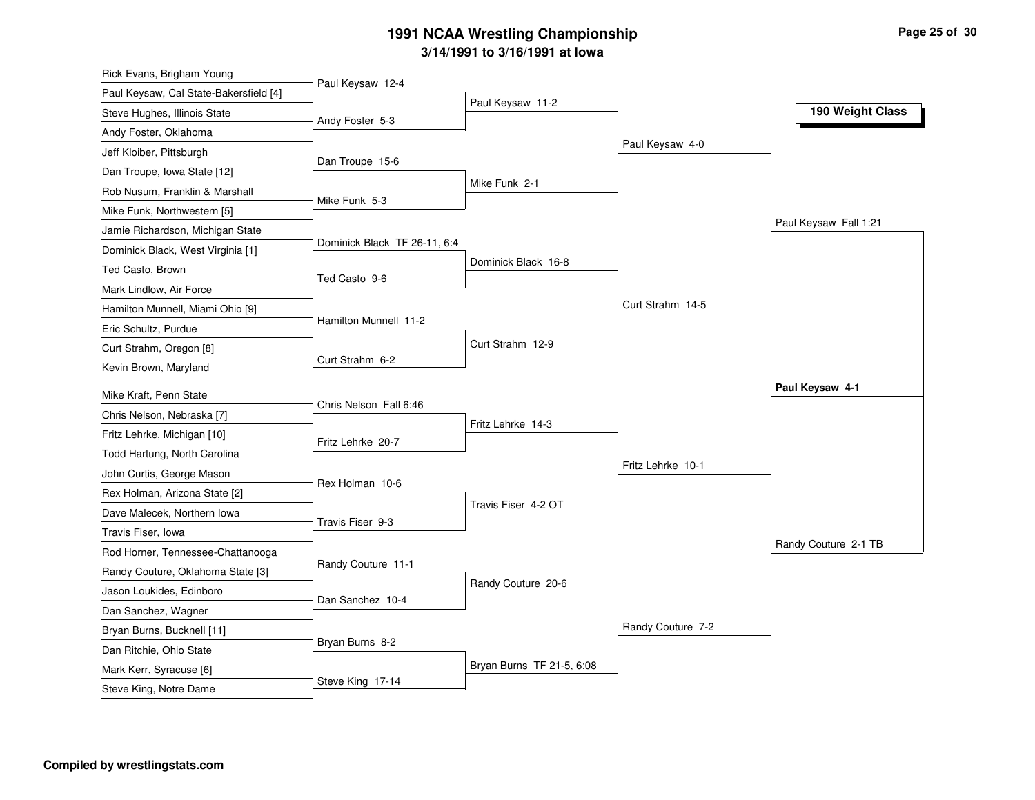# 1991 NCAA Wrestling Championship

## 3/14/1991 to 3/16/1991 at Iowa

### 190 Weight Class

#### First Round

| Wrestlers | Result |
|---|---|
| Rick Evans, Brigham Young vs. Paul Keysaw, Cal State-Bakersfield [4] | Paul Keysaw 12-4 |
| Steve Hughes, Illinois State vs. Andy Foster, Oklahoma | Andy Foster 5-3 |
| Jeff Kloiber, Pittsburgh vs. Dan Troupe, Iowa State [12] | Dan Troupe 15-6 |
| Rob Nusum, Franklin & Marshall vs. Mike Funk, Northwestern [5] | Mike Funk 5-3 |
| Jamie Richardson, Michigan State vs. Dominick Black, West Virginia [1] | Dominick Black TF 26-11, 6:4 |
| Ted Casto, Brown vs. Mark Lindlow, Air Force | Ted Casto 9-6 |
| Hamilton Munnell, Miami Ohio [9] vs. Eric Schultz, Purdue | Hamilton Munnell 11-2 |
| Curt Strahm, Oregon [8] vs. Kevin Brown, Maryland | Curt Strahm 6-2 |
| Mike Kraft, Penn State vs. Chris Nelson, Nebraska [7] | Chris Nelson Fall 6:46 |
| Fritz Lehrke, Michigan [10] vs. Todd Hartung, North Carolina | Fritz Lehrke 20-7 |
| John Curtis, George Mason vs. Rex Holman, Arizona State [2] | Rex Holman 10-6 |
| Dave Malecek, Northern Iowa vs. Travis Fiser, Iowa | Travis Fiser 9-3 |
| Rod Horner, Tennessee-Chattanooga vs. Randy Couture, Oklahoma State [3] | Randy Couture 11-1 |
| Jason Loukides, Edinboro vs. Dan Sanchez, Wagner | Dan Sanchez 10-4 |
| Bryan Burns, Bucknell [11] vs. Dan Ritchie, Ohio State | Bryan Burns 8-2 |
| Mark Kerr, Syracuse [6] vs. Steve King, Notre Dame | Steve King 17-14 |

#### Second Round

- Paul Keysaw 11-2
- Mike Funk 2-1
- Dominick Black 16-8
- Curt Strahm 12-9
- Fritz Lehrke 14-3
- Travis Fiser 4-2 OT
- Randy Couture 20-6
- Bryan Burns TF 21-5, 6:08

#### Quarterfinals

- Paul Keysaw 4-0
- Curt Strahm 14-5
- Fritz Lehrke 10-1
- Randy Couture 7-2

#### Semifinals

- Paul Keysaw Fall 1:21
- Randy Couture 2-1 TB

#### Final

**Paul Keysaw 4-1**

Compiled by wrestlingstats.com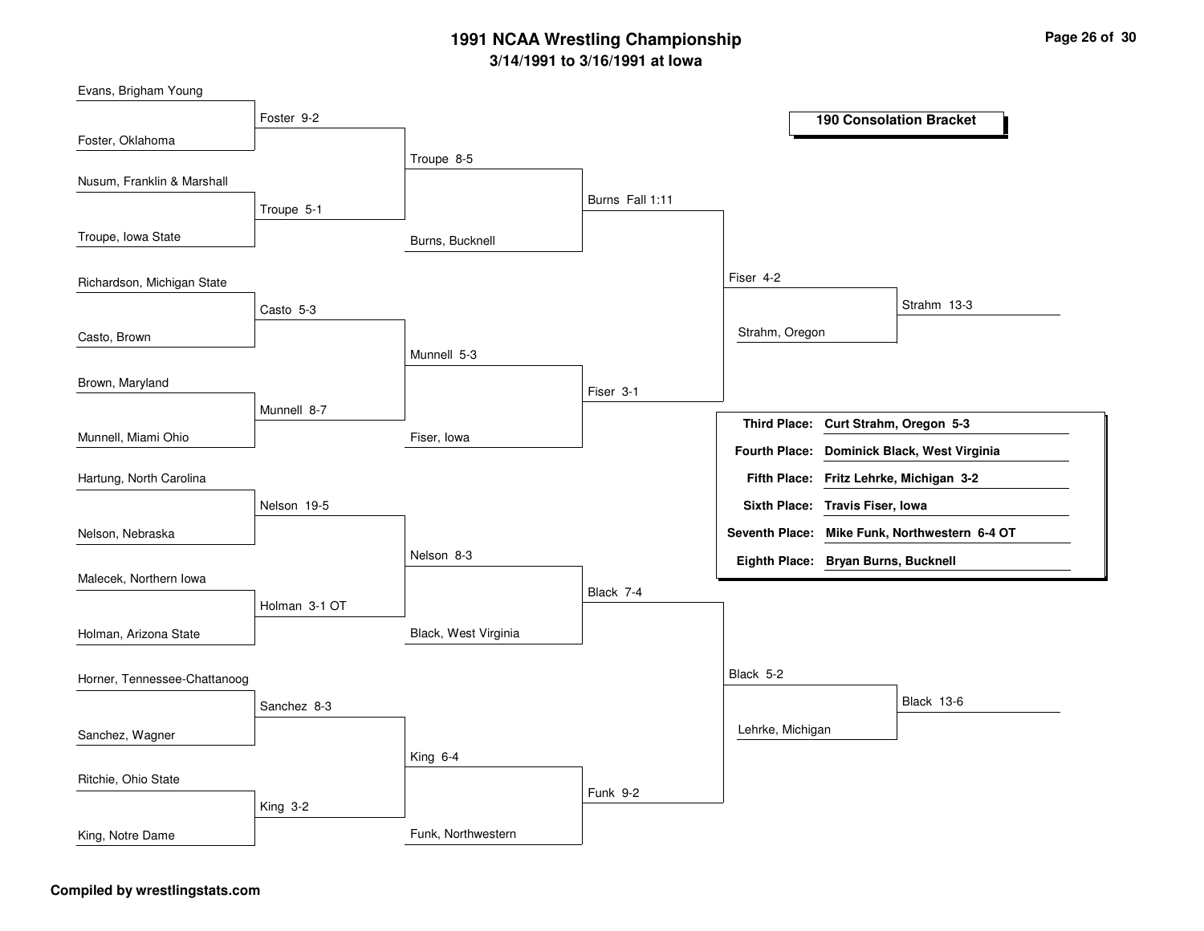# 1991 NCAA Wrestling Championship

**3/14/1991 to 3/16/1991 at Iowa**

**190 Consolation Bracket**

### Round 1

| Wrestlers | Winner |
| --- | --- |
| Evans, Brigham Young vs. Foster, Oklahoma | Foster 9-2 |
| Nusum, Franklin & Marshall vs. Troupe, Iowa State | Troupe 5-1 |
| Richardson, Michigan State vs. Casto, Brown | Casto 5-3 |
| Brown, Maryland vs. Munnell, Miami Ohio | Munnell 8-7 |
| Hartung, North Carolina vs. Nelson, Nebraska | Nelson 19-5 |
| Malecek, Northern Iowa vs. Holman, Arizona State | Holman 3-1 OT |
| Horner, Tennessee-Chattanoog vs. Sanchez, Wagner | Sanchez 8-3 |
| Ritchie, Ohio State vs. King, Notre Dame | King 3-2 |

### Round 2

| Wrestlers | Winner |
| --- | --- |
| Foster vs. Troupe | Troupe 8-5 |
| Casto vs. Munnell | Munnell 5-3 |
| Nelson vs. Holman | Nelson 8-3 |
| Sanchez vs. King | King 6-4 |

### Round 3

| Wrestlers | Winner |
| --- | --- |
| Troupe vs. Burns, Bucknell | Burns Fall 1:11 |
| Munnell vs. Fiser, Iowa | Fiser 3-1 |
| Nelson vs. Black, West Virginia | Black 7-4 |
| King vs. Funk, Northwestern | Funk 9-2 |

### Round 4

| Wrestlers | Winner |
| --- | --- |
| Burns vs. Fiser | Fiser 4-2 |
| Black vs. Funk | Black 5-2 |

### Consolation Semifinals

| Wrestlers | Winner |
| --- | --- |
| Fiser vs. Strahm, Oregon | Strahm 13-3 |
| Black vs. Lehrke, Michigan | Black 13-6 |

### Final Placings

| Place | Wrestler |
| --- | --- |
| **Third Place:** | **Curt Strahm, Oregon 5-3** |
| **Fourth Place:** | **Dominick Black, West Virginia** |
| **Fifth Place:** | **Fritz Lehrke, Michigan 3-2** |
| **Sixth Place:** | **Travis Fiser, Iowa** |
| **Seventh Place:** | **Mike Funk, Northwestern 6-4 OT** |
| **Eighth Place:** | **Bryan Burns, Bucknell** |

**Compiled by wrestlingstats.com**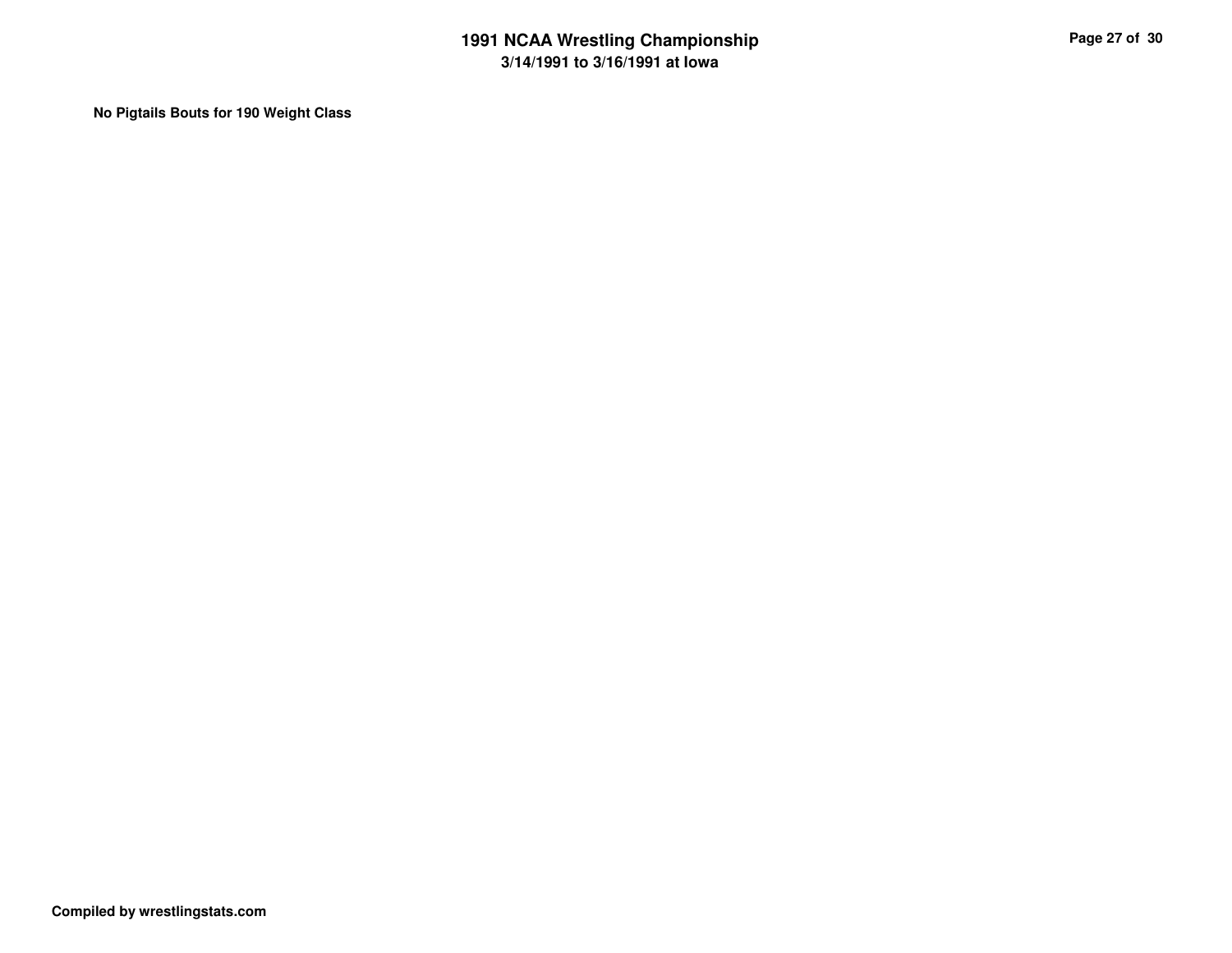**No Pigtails Bouts for 190 Weight Class**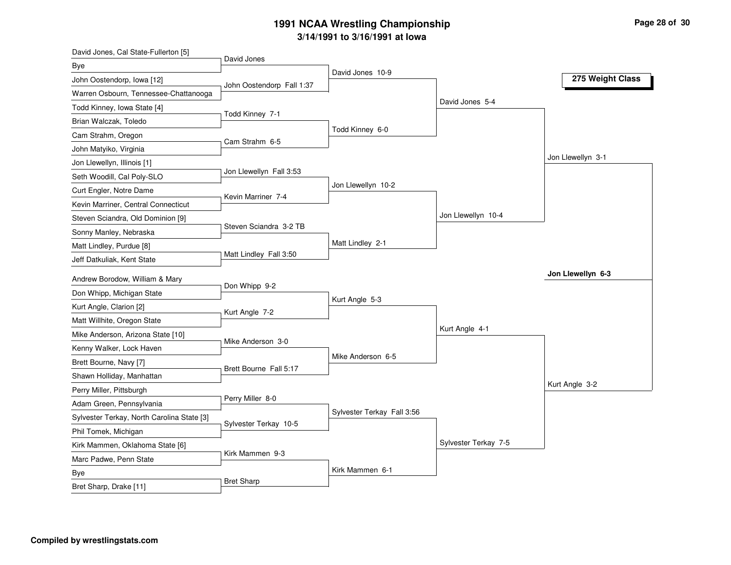# 1991 NCAA Wrestling Championship

**3/14/1991 to 3/16/1991 at Iowa**

## 275 Weight Class

### First Round

- David Jones, Cal State-Fullerton [5] vs. Bye — David Jones
- John Oostendorp, Iowa [12] vs. Warren Osbourn, Tennessee-Chattanooga — John Oostendorp Fall 1:37
- Todd Kinney, Iowa State [4] vs. Brian Walczak, Toledo — Todd Kinney 7-1
- Cam Strahm, Oregon vs. John Matyiko, Virginia — Cam Strahm 6-5
- Jon Llewellyn, Illinois [1] vs. Seth Woodill, Cal Poly-SLO — Jon Llewellyn Fall 3:53
- Curt Engler, Notre Dame vs. Kevin Marriner, Central Connecticut — Kevin Marriner 7-4
- Steven Sciandra, Old Dominion [9] vs. Sonny Manley, Nebraska — Steven Sciandra 3-2 TB
- Matt Lindley, Purdue [8] vs. Jeff Datkuliak, Kent State — Matt Lindley Fall 3:50
- Andrew Borodow, William & Mary vs. Don Whipp, Michigan State — Don Whipp 9-2
- Kurt Angle, Clarion [2] vs. Matt Willhite, Oregon State — Kurt Angle 7-2
- Mike Anderson, Arizona State [10] vs. Kenny Walker, Lock Haven — Mike Anderson 3-0
- Brett Bourne, Navy [7] vs. Shawn Holliday, Manhattan — Brett Bourne Fall 5:17
- Perry Miller, Pittsburgh vs. Adam Green, Pennsylvania — Perry Miller 8-0
- Sylvester Terkay, North Carolina State [3] vs. Phil Tomek, Michigan — Sylvester Terkay 10-5
- Kirk Mammen, Oklahoma State [6] vs. Marc Padwe, Penn State — Kirk Mammen 9-3
- Bye vs. Bret Sharp, Drake [11] — Bret Sharp

### Second Round

- David Jones 10-9
- Todd Kinney 6-0
- Jon Llewellyn 10-2
- Matt Lindley 2-1
- Kurt Angle 5-3
- Mike Anderson 6-5
- Sylvester Terkay Fall 3:56
- Kirk Mammen 6-1

### Quarterfinals

- David Jones 5-4
- Jon Llewellyn 10-4
- Kurt Angle 4-1
- Sylvester Terkay 7-5

### Semifinals

- Jon Llewellyn 3-1
- Kurt Angle 3-2

### Final

**Jon Llewellyn 6-3**

**Compiled by wrestlingstats.com**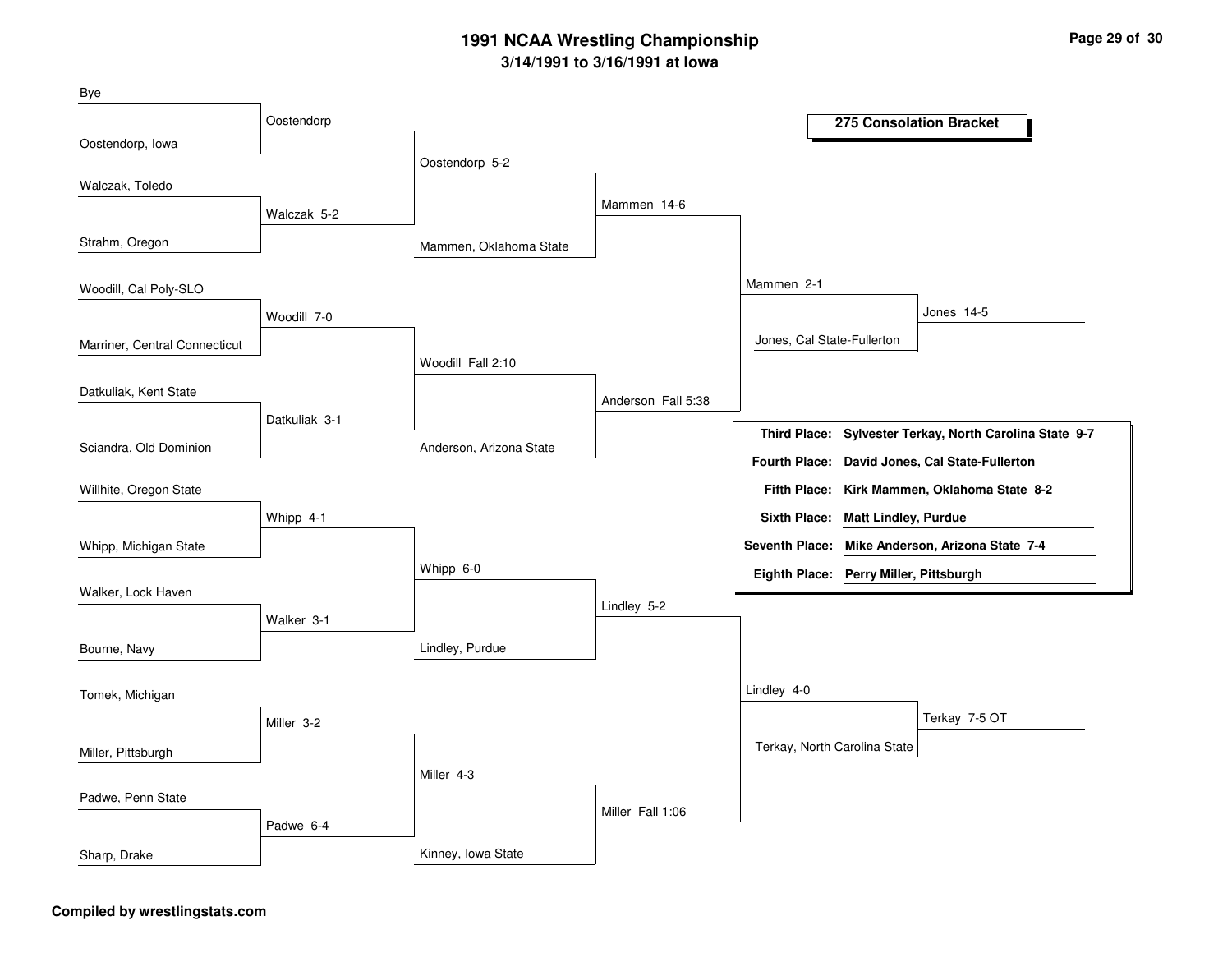# 1991 NCAA Wrestling Championship

**3/14/1991 to 3/16/1991 at Iowa**

## 275 Consolation Bracket

| Round 1 | Round 2 | Round 3 | Round 4 | Round 5 | Final |
|---|---|---|---|---|---|
| Bye | Oostendorp | Oostendorp 5-2 | Mammen 14-6 | Mammen 2-1 | Jones 14-5 |
| Oostendorp, Iowa | | | | | |
| Walczak, Toledo | Walczak 5-2 | | | | |
| Strahm, Oregon | | Mammen, Oklahoma State | | | |
| Woodill, Cal Poly-SLO | Woodill 7-0 | Woodill Fall 2:10 | Anderson Fall 5:38 | Jones, Cal State-Fullerton | |
| Marriner, Central Connecticut | | | | | |
| Datkuliak, Kent State | Datkuliak 3-1 | | | | |
| Sciandra, Old Dominion | | Anderson, Arizona State | | | |
| Willhite, Oregon State | Whipp 4-1 | Whipp 6-0 | Lindley 5-2 | Lindley 4-0 | Terkay 7-5 OT |
| Whipp, Michigan State | | | | | |
| Walker, Lock Haven | Walker 3-1 | | | | |
| Bourne, Navy | | Lindley, Purdue | | | |
| Tomek, Michigan | Miller 3-2 | Miller 4-3 | Miller Fall 1:06 | Terkay, North Carolina State | |
| Miller, Pittsburgh | | | | | |
| Padwe, Penn State | Padwe 6-4 | | | | |
| Sharp, Drake | | Kinney, Iowa State | | | |

| Place | Wrestler |
|---|---|
| **Third Place:** | **Sylvester Terkay, North Carolina State 9-7** |
| **Fourth Place:** | **David Jones, Cal State-Fullerton** |
| **Fifth Place:** | **Kirk Mammen, Oklahoma State 8-2** |
| **Sixth Place:** | **Matt Lindley, Purdue** |
| **Seventh Place:** | **Mike Anderson, Arizona State 7-4** |
| **Eighth Place:** | **Perry Miller, Pittsburgh** |

**Compiled by wrestlingstats.com**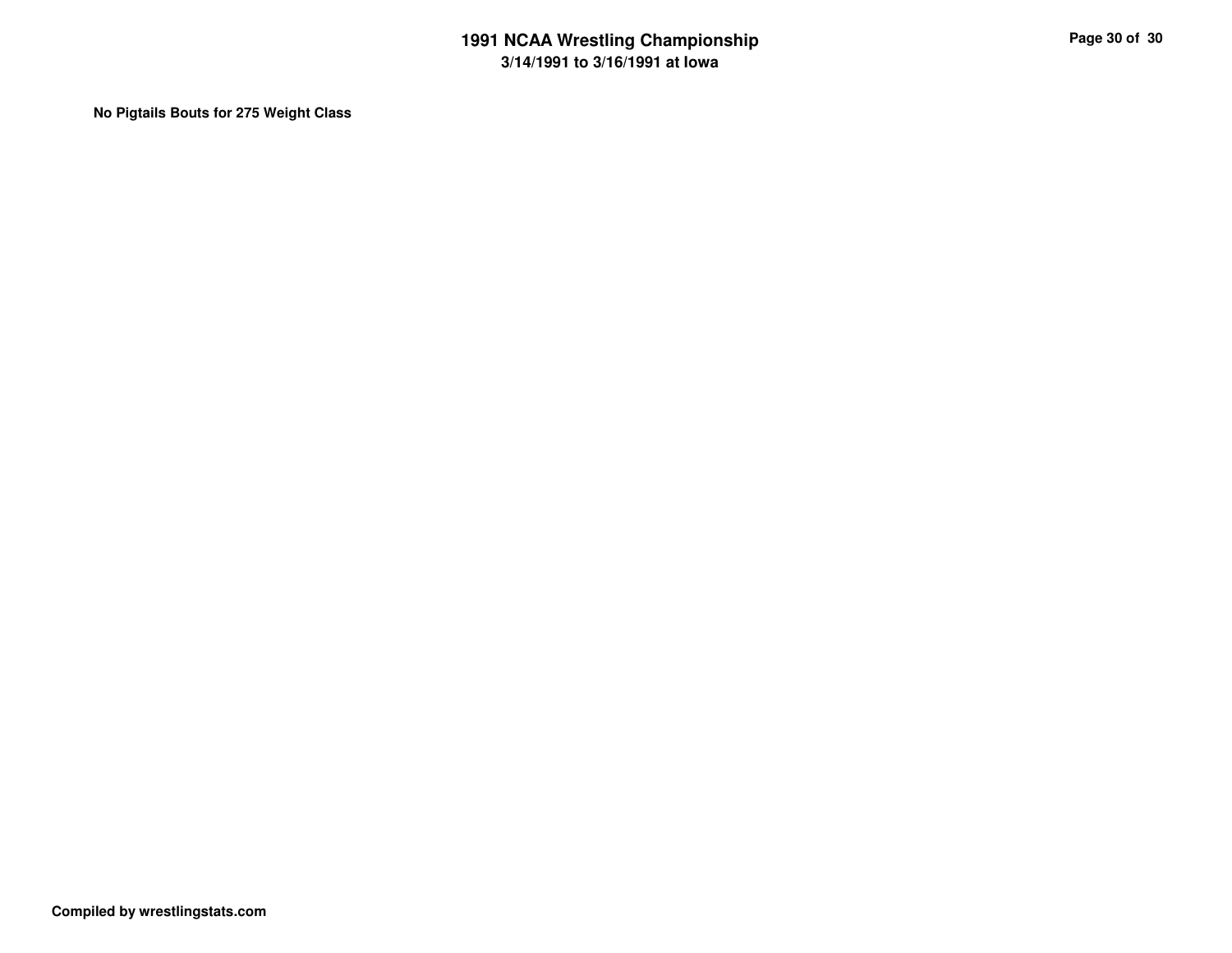**No Pigtails Bouts for 275 Weight Class**